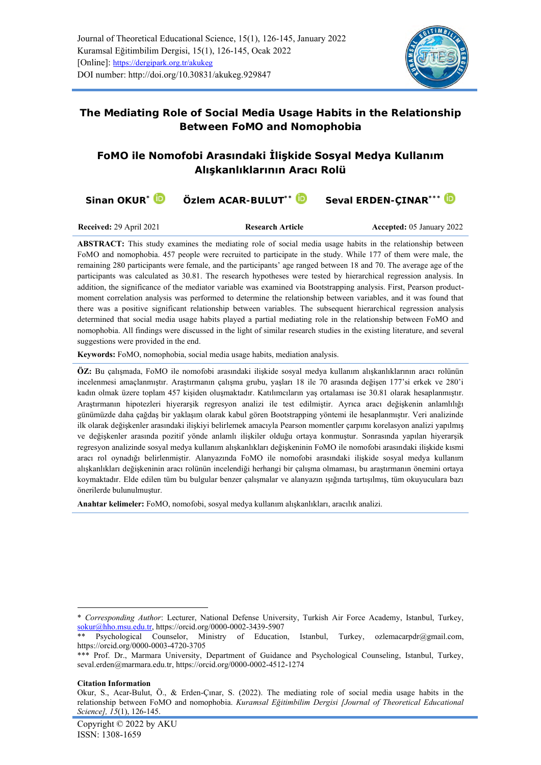Journal of Theoretical Educational Science, 15(1), 126-145, January 2022
Kuramsal Eğitimbilim Dergisi, 15(1), 126-145, Ocak 2022
[Online]: https://dergipark.org.tr/akukeg
DOI number: http://doi.org/10.30831/akukeg.929847

# The Mediating Role of Social Media Usage Habits in the Relationship Between FoMO and Nomophobia

# FoMO ile Nomofobi Arasındaki İlişkide Sosyal Medya Kullanım Alışkanlıklarının Aracı Rolü

**Sinan OKUR**[*] **Özlem ACAR-BULUT**[**] **Seval ERDEN-ÇINAR**[***]

**Received:** 29 April 2021 **Research Article** **Accepted:** 05 January 2022

**ABSTRACT:** This study examines the mediating role of social media usage habits in the relationship between FoMO and nomophobia. 457 people were recruited to participate in the study. While 177 of them were male, the remaining 280 participants were female, and the participants' age ranged between 18 and 70. The average age of the participants was calculated as 30.81. The research hypotheses were tested by hierarchical regression analysis. In addition, the significance of the mediator variable was examined via Bootstrapping analysis. First, Pearson product-moment correlation analysis was performed to determine the relationship between variables, and it was found that there was a positive significant relationship between variables. The subsequent hierarchical regression analysis determined that social media usage habits played a partial mediating role in the relationship between FoMO and nomophobia. All findings were discussed in the light of similar research studies in the existing literature, and several suggestions were provided in the end.

**Keywords:** FoMO, nomophobia, social media usage habits, mediation analysis.

**ÖZ:** Bu çalışmada, FoMO ile nomofobi arasındaki ilişkide sosyal medya kullanım alışkanlıklarının aracı rolünün incelenmesi amaçlanmıştır. Araştırmanın çalışma grubu, yaşları 18 ile 70 arasında değişen 177'si erkek ve 280'i kadın olmak üzere toplam 457 kişiden oluşmaktadır. Katılımcıların yaş ortalaması ise 30.81 olarak hesaplanmıştır. Araştırmanın hipotezleri hiyerarşik regresyon analizi ile test edilmiştir. Ayrıca aracı değişkenin anlamlılığı günümüzde daha çağdaş bir yaklaşım olarak kabul gören Bootstrapping yöntemi ile hesaplanmıştır. Veri analizinde ilk olarak değişkenler arasındaki ilişkiyi belirlemek amacıyla Pearson momentler çarpımı korelasyon analizi yapılmış ve değişkenler arasında pozitif yönde anlamlı ilişkiler olduğu ortaya konmuştur. Sonrasında yapılan hiyerarşik regresyon analizinde sosyal medya kullanım alışkanlıkları değişkeninin FoMO ile nomofobi arasındaki ilişkide kısmi aracı rol oynadığı belirlenmiştir. Alanyazında FoMO ile nomofobi arasındaki ilişkide sosyal medya kullanım alışkanlıkları değişkeninin aracı rolünün incelendiği herhangi bir çalışma olmaması, bu araştırmanın önemini ortaya koymaktadır. Elde edilen tüm bu bulgular benzer çalışmalar ve alanyazın ışığında tartışılmış, tüm okuyuculara bazı önerilerde bulunulmuştur.

**Anahtar kelimeler:** FoMO, nomofobi, sosyal medya kullanım alışkanlıkları, aracılık analizi.

---

[*] *Corresponding Author*: Lecturer, National Defense University, Turkish Air Force Academy, Istanbul, Turkey, sokur@hho.msu.edu.tr, https://orcid.org/0000-0002-3439-5907

[**] Psychological Counselor, Ministry of Education, Istanbul, Turkey, ozlemacarpdr@gmail.com, https://orcid.org/0000-0003-4720-3705

[***] Prof. Dr., Marmara University, Department of Guidance and Psychological Counseling, Istanbul, Turkey, seval.erden@marmara.edu.tr, https://orcid.org/0000-0002-4512-1274

**Citation Information**
Okur, S., Acar-Bulut, Ö., & Erden-Çınar, S. (2022). The mediating role of social media usage habits in the relationship between FoMO and nomophobia. *Kuramsal Eğitimbilim Dergisi [Journal of Theoretical Educational Science], 15*(1), 126-145.

Copyright © 2022 by AKU
ISSN: 1308-1659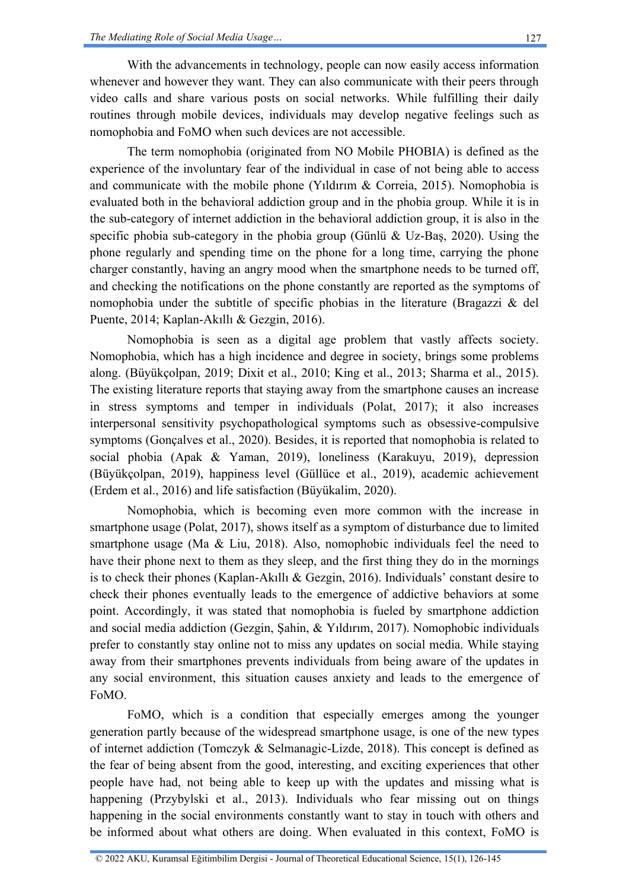With the advancements in technology, people can now easily access information whenever and however they want. They can also communicate with their peers through video calls and share various posts on social networks. While fulfilling their daily routines through mobile devices, individuals may develop negative feelings such as nomophobia and FoMO when such devices are not accessible.

The term nomophobia (originated from NO Mobile PHOBIA) is defined as the experience of the involuntary fear of the individual in case of not being able to access and communicate with the mobile phone (Yıldırım & Correia, 2015). Nomophobia is evaluated both in the behavioral addiction group and in the phobia group. While it is in the sub-category of internet addiction in the behavioral addiction group, it is also in the specific phobia sub-category in the phobia group (Günlü & Uz-Baş, 2020). Using the phone regularly and spending time on the phone for a long time, carrying the phone charger constantly, having an angry mood when the smartphone needs to be turned off, and checking the notifications on the phone constantly are reported as the symptoms of nomophobia under the subtitle of specific phobias in the literature (Bragazzi & del Puente, 2014; Kaplan-Akıllı & Gezgin, 2016).

Nomophobia is seen as a digital age problem that vastly affects society. Nomophobia, which has a high incidence and degree in society, brings some problems along. (Büyükçolpan, 2019; Dixit et al., 2010; King et al., 2013; Sharma et al., 2015). The existing literature reports that staying away from the smartphone causes an increase in stress symptoms and temper in individuals (Polat, 2017); it also increases interpersonal sensitivity psychopathological symptoms such as obsessive-compulsive symptoms (Gonçalves et al., 2020). Besides, it is reported that nomophobia is related to social phobia (Apak & Yaman, 2019), loneliness (Karakuyu, 2019), depression (Büyükçolpan, 2019), happiness level (Güllüce et al., 2019), academic achievement (Erdem et al., 2016) and life satisfaction (Büyükalim, 2020).

Nomophobia, which is becoming even more common with the increase in smartphone usage (Polat, 2017), shows itself as a symptom of disturbance due to limited smartphone usage (Ma & Liu, 2018). Also, nomophobic individuals feel the need to have their phone next to them as they sleep, and the first thing they do in the mornings is to check their phones (Kaplan-Akıllı & Gezgin, 2016). Individuals' constant desire to check their phones eventually leads to the emergence of addictive behaviors at some point. Accordingly, it was stated that nomophobia is fueled by smartphone addiction and social media addiction (Gezgin, Şahin, & Yıldırım, 2017). Nomophobic individuals prefer to constantly stay online not to miss any updates on social media. While staying away from their smartphones prevents individuals from being aware of the updates in any social environment, this situation causes anxiety and leads to the emergence of FoMO.

FoMO, which is a condition that especially emerges among the younger generation partly because of the widespread smartphone usage, is one of the new types of internet addiction (Tomczyk & Selmanagic-Lizde, 2018). This concept is defined as the fear of being absent from the good, interesting, and exciting experiences that other people have had, not being able to keep up with the updates and missing what is happening (Przybylski et al., 2013). Individuals who fear missing out on things happening in the social environments constantly want to stay in touch with others and be informed about what others are doing. When evaluated in this context, FoMO is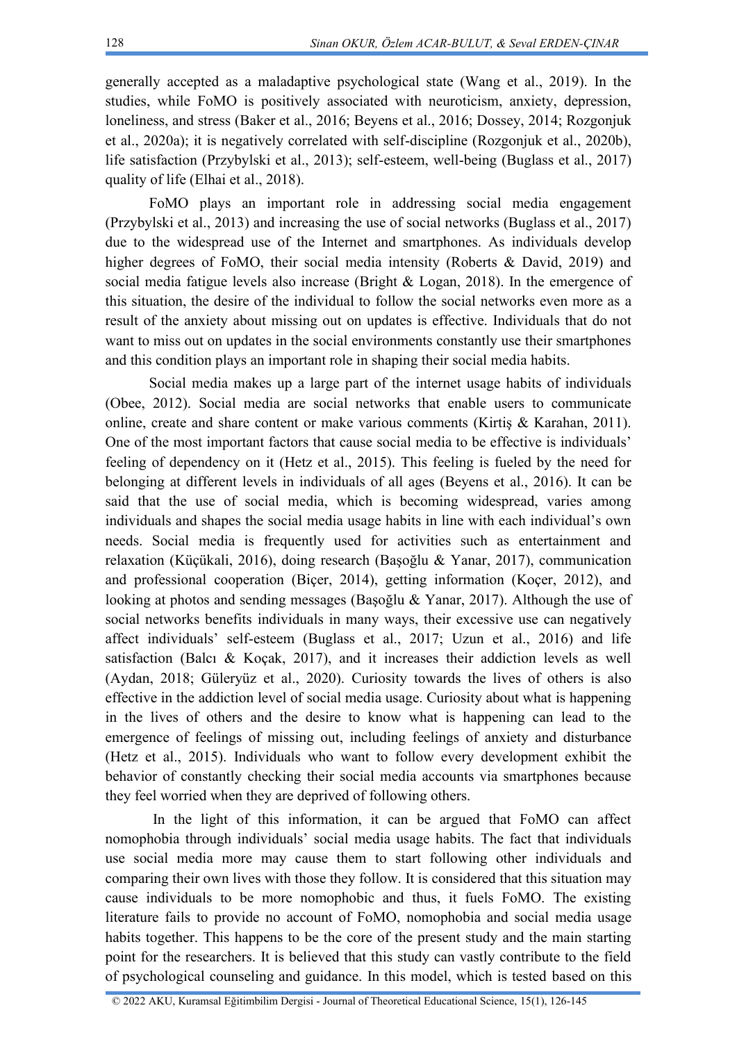generally accepted as a maladaptive psychological state (Wang et al., 2019). In the studies, while FoMO is positively associated with neuroticism, anxiety, depression, loneliness, and stress (Baker et al., 2016; Beyens et al., 2016; Dossey, 2014; Rozgonjuk et al., 2020a); it is negatively correlated with self-discipline (Rozgonjuk et al., 2020b), life satisfaction (Przybylski et al., 2013); self-esteem, well-being (Buglass et al., 2017) quality of life (Elhai et al., 2018).

FoMO plays an important role in addressing social media engagement (Przybylski et al., 2013) and increasing the use of social networks (Buglass et al., 2017) due to the widespread use of the Internet and smartphones. As individuals develop higher degrees of FoMO, their social media intensity (Roberts & David, 2019) and social media fatigue levels also increase (Bright & Logan, 2018). In the emergence of this situation, the desire of the individual to follow the social networks even more as a result of the anxiety about missing out on updates is effective. Individuals that do not want to miss out on updates in the social environments constantly use their smartphones and this condition plays an important role in shaping their social media habits.

Social media makes up a large part of the internet usage habits of individuals (Obee, 2012). Social media are social networks that enable users to communicate online, create and share content or make various comments (Kirtiş & Karahan, 2011). One of the most important factors that cause social media to be effective is individuals' feeling of dependency on it (Hetz et al., 2015). This feeling is fueled by the need for belonging at different levels in individuals of all ages (Beyens et al., 2016). It can be said that the use of social media, which is becoming widespread, varies among individuals and shapes the social media usage habits in line with each individual's own needs. Social media is frequently used for activities such as entertainment and relaxation (Küçükali, 2016), doing research (Başoğlu & Yanar, 2017), communication and professional cooperation (Biçer, 2014), getting information (Koçer, 2012), and looking at photos and sending messages (Başoğlu & Yanar, 2017). Although the use of social networks benefits individuals in many ways, their excessive use can negatively affect individuals' self-esteem (Buglass et al., 2017; Uzun et al., 2016) and life satisfaction (Balcı & Koçak, 2017), and it increases their addiction levels as well (Aydan, 2018; Güleryüz et al., 2020). Curiosity towards the lives of others is also effective in the addiction level of social media usage. Curiosity about what is happening in the lives of others and the desire to know what is happening can lead to the emergence of feelings of missing out, including feelings of anxiety and disturbance (Hetz et al., 2015). Individuals who want to follow every development exhibit the behavior of constantly checking their social media accounts via smartphones because they feel worried when they are deprived of following others.

In the light of this information, it can be argued that FoMO can affect nomophobia through individuals' social media usage habits. The fact that individuals use social media more may cause them to start following other individuals and comparing their own lives with those they follow. It is considered that this situation may cause individuals to be more nomophobic and thus, it fuels FoMO. The existing literature fails to provide no account of FoMO, nomophobia and social media usage habits together. This happens to be the core of the present study and the main starting point for the researchers. It is believed that this study can vastly contribute to the field of psychological counseling and guidance. In this model, which is tested based on this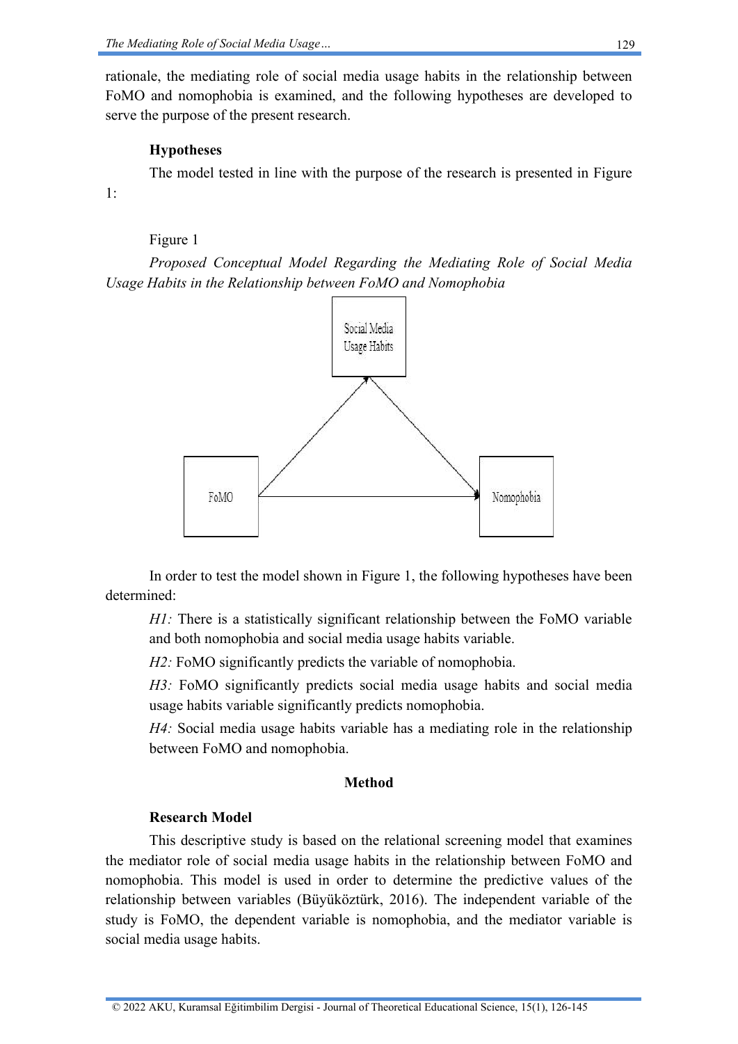rationale, the mediating role of social media usage habits in the relationship between FoMO and nomophobia is examined, and the following hypotheses are developed to serve the purpose of the present research.

### Hypotheses

The model tested in line with the purpose of the research is presented in Figure 1:

Figure 1

*Proposed Conceptual Model Regarding the Mediating Role of Social Media Usage Habits in the Relationship between FoMO and Nomophobia*

In order to test the model shown in Figure 1, the following hypotheses have been determined:

*H1:* There is a statistically significant relationship between the FoMO variable and both nomophobia and social media usage habits variable.

*H2:* FoMO significantly predicts the variable of nomophobia.

*H3:* FoMO significantly predicts social media usage habits and social media usage habits variable significantly predicts nomophobia.

*H4:* Social media usage habits variable has a mediating role in the relationship between FoMO and nomophobia.

## Method

### Research Model

This descriptive study is based on the relational screening model that examines the mediator role of social media usage habits in the relationship between FoMO and nomophobia. This model is used in order to determine the predictive values of the relationship between variables (Büyüköztürk, 2016). The independent variable of the study is FoMO, the dependent variable is nomophobia, and the mediator variable is social media usage habits.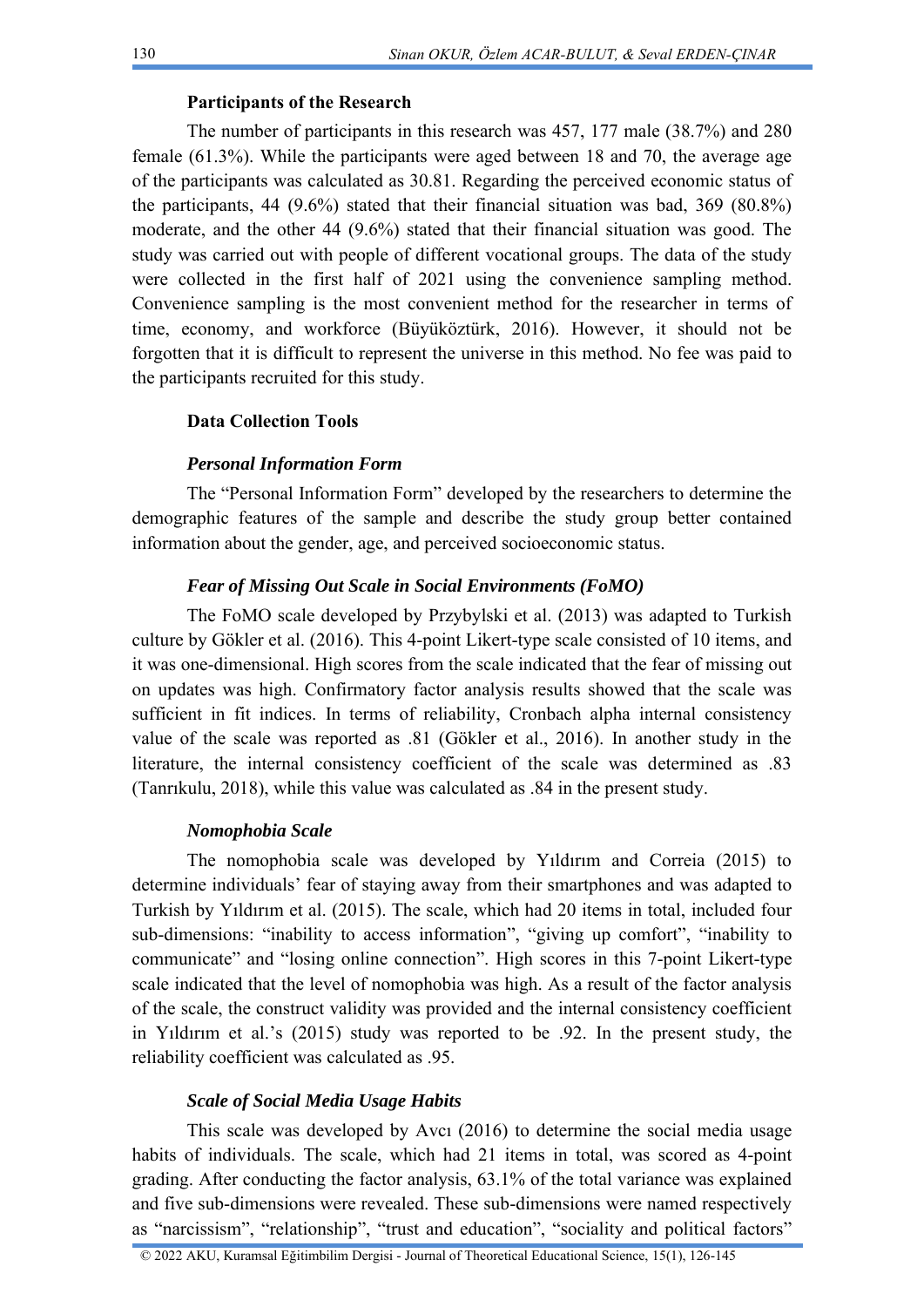## Participants of the Research

The number of participants in this research was 457, 177 male (38.7%) and 280 female (61.3%). While the participants were aged between 18 and 70, the average age of the participants was calculated as 30.81. Regarding the perceived economic status of the participants, 44 (9.6%) stated that their financial situation was bad, 369 (80.8%) moderate, and the other 44 (9.6%) stated that their financial situation was good. The study was carried out with people of different vocational groups. The data of the study were collected in the first half of 2021 using the convenience sampling method. Convenience sampling is the most convenient method for the researcher in terms of time, economy, and workforce (Büyüköztürk, 2016). However, it should not be forgotten that it is difficult to represent the universe in this method. No fee was paid to the participants recruited for this study.

## Data Collection Tools

### *Personal Information Form*

The "Personal Information Form" developed by the researchers to determine the demographic features of the sample and describe the study group better contained information about the gender, age, and perceived socioeconomic status.

### *Fear of Missing Out Scale in Social Environments (FoMO)*

The FoMO scale developed by Przybylski et al. (2013) was adapted to Turkish culture by Gökler et al. (2016). This 4-point Likert-type scale consisted of 10 items, and it was one-dimensional. High scores from the scale indicated that the fear of missing out on updates was high. Confirmatory factor analysis results showed that the scale was sufficient in fit indices. In terms of reliability, Cronbach alpha internal consistency value of the scale was reported as .81 (Gökler et al., 2016). In another study in the literature, the internal consistency coefficient of the scale was determined as .83 (Tanrıkulu, 2018), while this value was calculated as .84 in the present study.

### *Nomophobia Scale*

The nomophobia scale was developed by Yıldırım and Correia (2015) to determine individuals' fear of staying away from their smartphones and was adapted to Turkish by Yıldırım et al. (2015). The scale, which had 20 items in total, included four sub-dimensions: "inability to access information", "giving up comfort", "inability to communicate" and "losing online connection". High scores in this 7-point Likert-type scale indicated that the level of nomophobia was high. As a result of the factor analysis of the scale, the construct validity was provided and the internal consistency coefficient in Yıldırım et al.'s (2015) study was reported to be .92. In the present study, the reliability coefficient was calculated as .95.

### *Scale of Social Media Usage Habits*

This scale was developed by Avcı (2016) to determine the social media usage habits of individuals. The scale, which had 21 items in total, was scored as 4-point grading. After conducting the factor analysis, 63.1% of the total variance was explained and five sub-dimensions were revealed. These sub-dimensions were named respectively as "narcissism", "relationship", "trust and education", "sociality and political factors"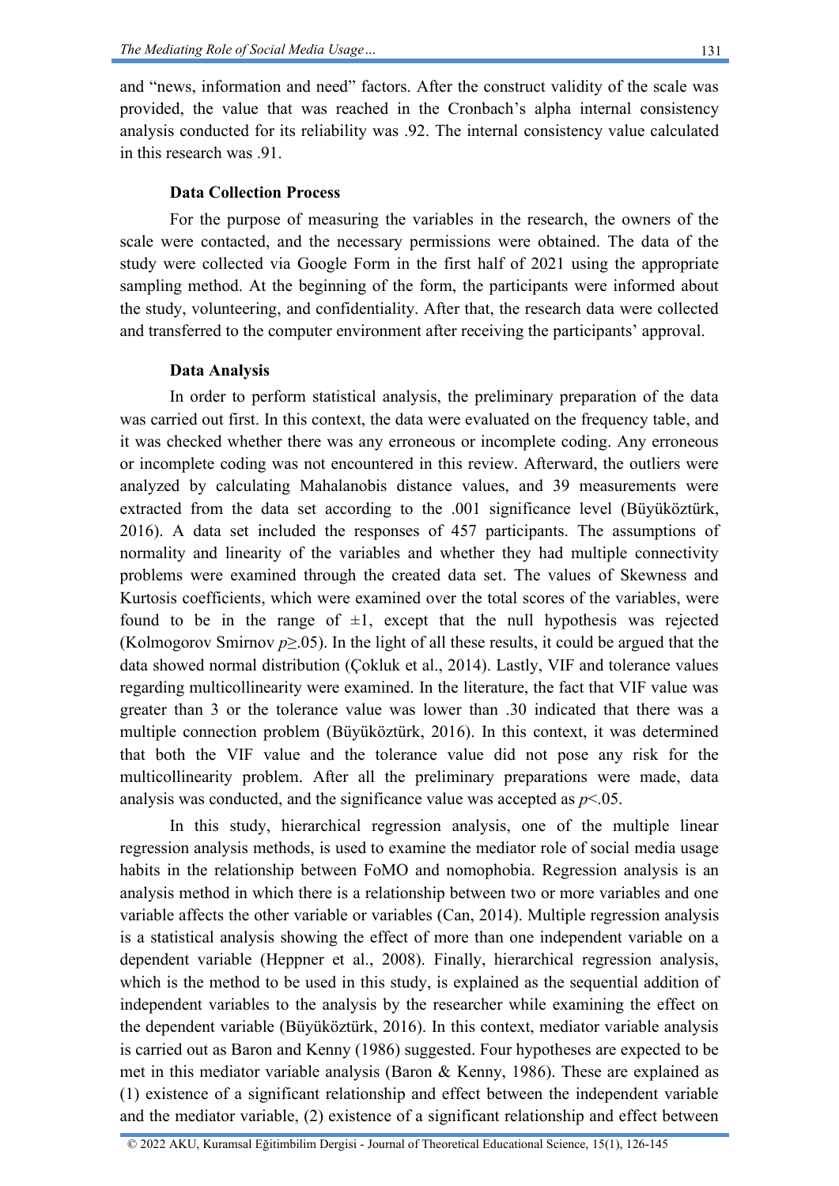and "news, information and need" factors. After the construct validity of the scale was provided, the value that was reached in the Cronbach's alpha internal consistency analysis conducted for its reliability was .92. The internal consistency value calculated in this research was .91.

### Data Collection Process

For the purpose of measuring the variables in the research, the owners of the scale were contacted, and the necessary permissions were obtained. The data of the study were collected via Google Form in the first half of 2021 using the appropriate sampling method. At the beginning of the form, the participants were informed about the study, volunteering, and confidentiality. After that, the research data were collected and transferred to the computer environment after receiving the participants' approval.

### Data Analysis

In order to perform statistical analysis, the preliminary preparation of the data was carried out first. In this context, the data were evaluated on the frequency table, and it was checked whether there was any erroneous or incomplete coding. Any erroneous or incomplete coding was not encountered in this review. Afterward, the outliers were analyzed by calculating Mahalanobis distance values, and 39 measurements were extracted from the data set according to the .001 significance level (Büyüköztürk, 2016). A data set included the responses of 457 participants. The assumptions of normality and linearity of the variables and whether they had multiple connectivity problems were examined through the created data set. The values of Skewness and Kurtosis coefficients, which were examined over the total scores of the variables, were found to be in the range of $\pm 1$, except that the null hypothesis was rejected (Kolmogorov Smirnov $p \geq .05$). In the light of all these results, it could be argued that the data showed normal distribution (Çokluk et al., 2014). Lastly, VIF and tolerance values regarding multicollinearity were examined. In the literature, the fact that VIF value was greater than 3 or the tolerance value was lower than .30 indicated that there was a multiple connection problem (Büyüköztürk, 2016). In this context, it was determined that both the VIF value and the tolerance value did not pose any risk for the multicollinearity problem. After all the preliminary preparations were made, data analysis was conducted, and the significance value was accepted as $p < .05$.

In this study, hierarchical regression analysis, one of the multiple linear regression analysis methods, is used to examine the mediator role of social media usage habits in the relationship between FoMO and nomophobia. Regression analysis is an analysis method in which there is a relationship between two or more variables and one variable affects the other variable or variables (Can, 2014). Multiple regression analysis is a statistical analysis showing the effect of more than one independent variable on a dependent variable (Heppner et al., 2008). Finally, hierarchical regression analysis, which is the method to be used in this study, is explained as the sequential addition of independent variables to the analysis by the researcher while examining the effect on the dependent variable (Büyüköztürk, 2016). In this context, mediator variable analysis is carried out as Baron and Kenny (1986) suggested. Four hypotheses are expected to be met in this mediator variable analysis (Baron & Kenny, 1986). These are explained as (1) existence of a significant relationship and effect between the independent variable and the mediator variable, (2) existence of a significant relationship and effect between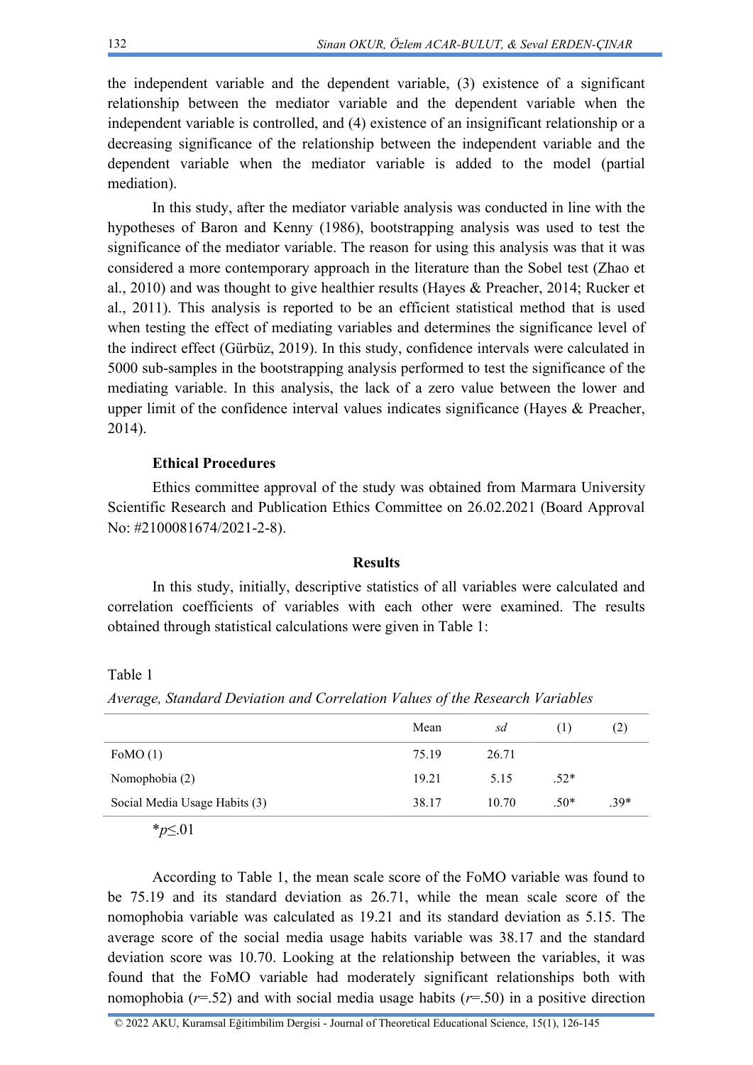the independent variable and the dependent variable, (3) existence of a significant relationship between the mediator variable and the dependent variable when the independent variable is controlled, and (4) existence of an insignificant relationship or a decreasing significance of the relationship between the independent variable and the dependent variable when the mediator variable is added to the model (partial mediation).

In this study, after the mediator variable analysis was conducted in line with the hypotheses of Baron and Kenny (1986), bootstrapping analysis was used to test the significance of the mediator variable. The reason for using this analysis was that it was considered a more contemporary approach in the literature than the Sobel test (Zhao et al., 2010) and was thought to give healthier results (Hayes & Preacher, 2014; Rucker et al., 2011). This analysis is reported to be an efficient statistical method that is used when testing the effect of mediating variables and determines the significance level of the indirect effect (Gürbüz, 2019). In this study, confidence intervals were calculated in 5000 sub-samples in the bootstrapping analysis performed to test the significance of the mediating variable. In this analysis, the lack of a zero value between the lower and upper limit of the confidence interval values indicates significance (Hayes & Preacher, 2014).

### Ethical Procedures

Ethics committee approval of the study was obtained from Marmara University Scientific Research and Publication Ethics Committee on 26.02.2021 (Board Approval No: #2100081674/2021-2-8).

## Results

In this study, initially, descriptive statistics of all variables were calculated and correlation coefficients of variables with each other were examined. The results obtained through statistical calculations were given in Table 1:

Table 1

*Average, Standard Deviation and Correlation Values of the Research Variables*

| | Mean | *sd* | (1) | (2) |
|---|---|---|---|---|
| FoMO (1) | 75.19 | 26.71 | | |
| Nomophobia (2) | 19.21 | 5.15 | .52* | |
| Social Media Usage Habits (3) | 38.17 | 10.70 | .50* | .39* |

*$p \leq .01$

According to Table 1, the mean scale score of the FoMO variable was found to be 75.19 and its standard deviation as 26.71, while the mean scale score of the nomophobia variable was calculated as 19.21 and its standard deviation as 5.15. The average score of the social media usage habits variable was 38.17 and the standard deviation score was 10.70. Looking at the relationship between the variables, it was found that the FoMO variable had moderately significant relationships both with nomophobia ($r$=.52) and with social media usage habits ($r$=.50) in a positive direction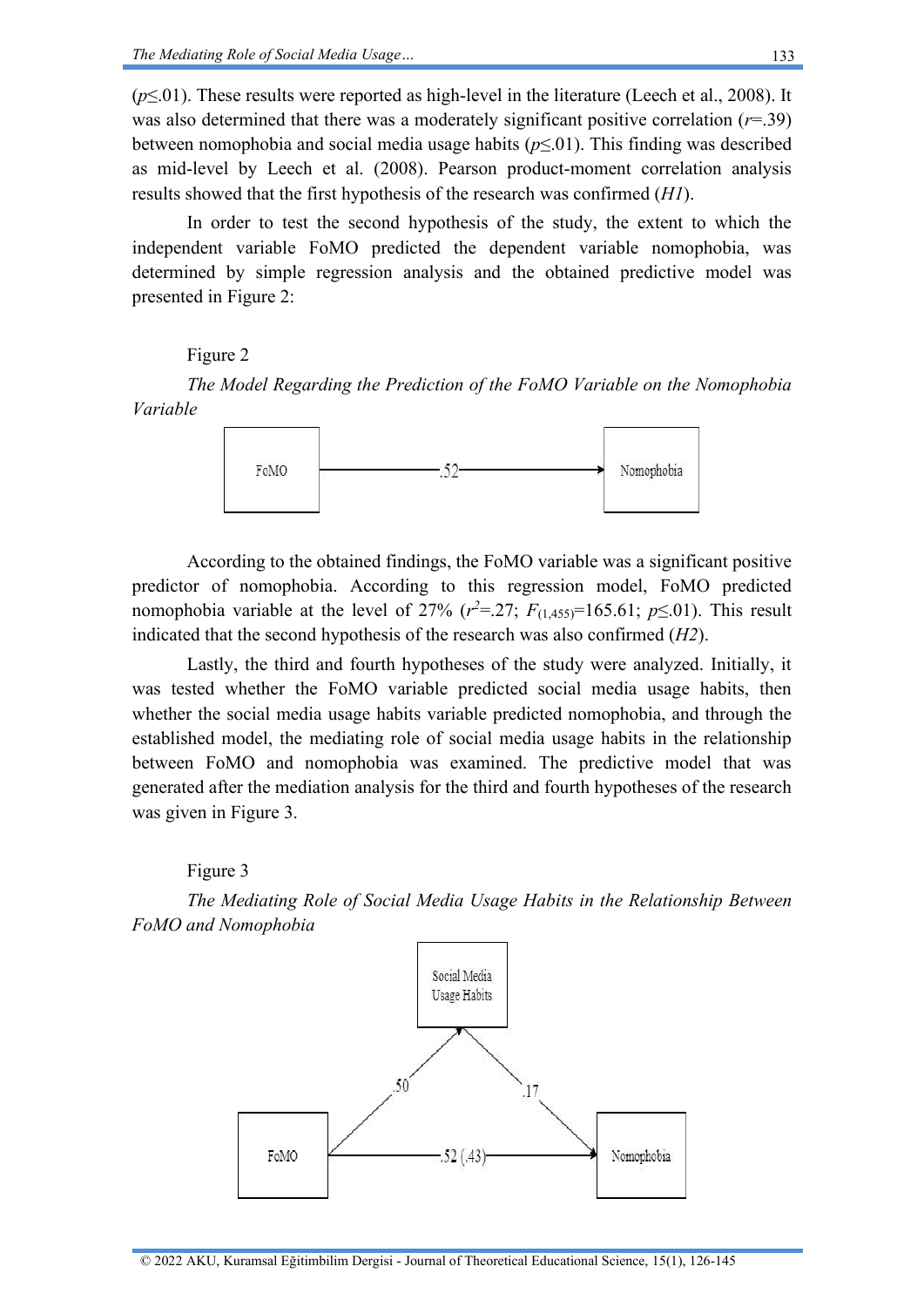($p \leq .01$). These results were reported as high-level in the literature (Leech et al., 2008). It was also determined that there was a moderately significant positive correlation ($r = .39$) between nomophobia and social media usage habits ($p \leq .01$). This finding was described as mid-level by Leech et al. (2008). Pearson product-moment correlation analysis results showed that the first hypothesis of the research was confirmed (*H1*).

In order to test the second hypothesis of the study, the extent to which the independent variable FoMO predicted the dependent variable nomophobia, was determined by simple regression analysis and the obtained predictive model was presented in Figure 2:

Figure 2

*The Model Regarding the Prediction of the FoMO Variable on the Nomophobia Variable*

FoMO —— .52 ——> Nomophobia

According to the obtained findings, the FoMO variable was a significant positive predictor of nomophobia. According to this regression model, FoMO predicted nomophobia variable at the level of 27% ($r^2 = .27$; $F_{(1,455)} = 165.61$; $p \leq .01$). This result indicated that the second hypothesis of the research was also confirmed (*H2*).

Lastly, the third and fourth hypotheses of the study were analyzed. Initially, it was tested whether the FoMO variable predicted social media usage habits, then whether the social media usage habits variable predicted nomophobia, and through the established model, the mediating role of social media usage habits in the relationship between FoMO and nomophobia was examined. The predictive model that was generated after the mediation analysis for the third and fourth hypotheses of the research was given in Figure 3.

Figure 3

*The Mediating Role of Social Media Usage Habits in the Relationship Between FoMO and Nomophobia*

FoMO —— .50 ——> Social Media Usage Habits —— .17 ——> Nomophobia

FoMO —— .52 (.43) ——> Nomophobia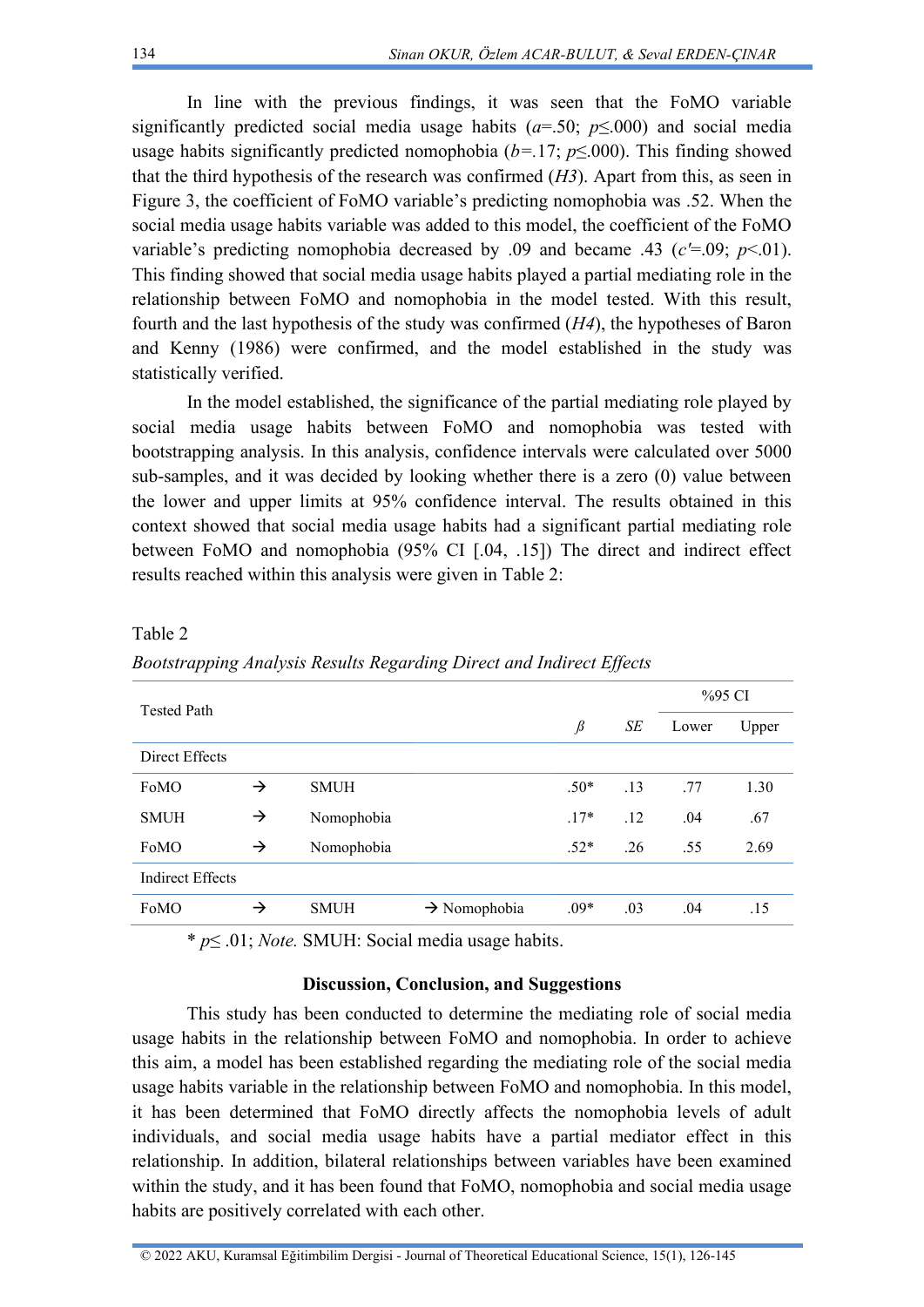In line with the previous findings, it was seen that the FoMO variable significantly predicted social media usage habits ($a$=.50; $p$≤.000) and social media usage habits significantly predicted nomophobia ($b$=.17; $p$≤.000). This finding showed that the third hypothesis of the research was confirmed (*H3*). Apart from this, as seen in Figure 3, the coefficient of FoMO variable's predicting nomophobia was .52. When the social media usage habits variable was added to this model, the coefficient of the FoMO variable's predicting nomophobia decreased by .09 and became .43 ($c'$=.09; $p$<.01). This finding showed that social media usage habits played a partial mediating role in the relationship between FoMO and nomophobia in the model tested. With this result, fourth and the last hypothesis of the study was confirmed (*H4*), the hypotheses of Baron and Kenny (1986) were confirmed, and the model established in the study was statistically verified.

In the model established, the significance of the partial mediating role played by social media usage habits between FoMO and nomophobia was tested with bootstrapping analysis. In this analysis, confidence intervals were calculated over 5000 sub-samples, and it was decided by looking whether there is a zero (0) value between the lower and upper limits at 95% confidence interval. The results obtained in this context showed that social media usage habits had a significant partial mediating role between FoMO and nomophobia (95% CI [.04, .15]) The direct and indirect effect results reached within this analysis were given in Table 2:

Table 2

*Bootstrapping Analysis Results Regarding Direct and Indirect Effects*

| Tested Path | | | | $ß$ | *SE* | %95 CI | |
|---|---|---|---|---|---|---|---|
| | | | | | | Lower | Upper |
| Direct Effects | | | | | | | |
| FoMO | → | SMUH | | .50* | .13 | .77 | 1.30 |
| SMUH | → | Nomophobia | | .17* | .12 | .04 | .67 |
| FoMO | → | Nomophobia | | .52* | .26 | .55 | 2.69 |
| Indirect Effects | | | | | | | |
| FoMO | → | SMUH | → Nomophobia | .09* | .03 | .04 | .15 |

* $p$≤ .01; *Note.* SMUH: Social media usage habits.

## Discussion, Conclusion, and Suggestions

This study has been conducted to determine the mediating role of social media usage habits in the relationship between FoMO and nomophobia. In order to achieve this aim, a model has been established regarding the mediating role of the social media usage habits variable in the relationship between FoMO and nomophobia. In this model, it has been determined that FoMO directly affects the nomophobia levels of adult individuals, and social media usage habits have a partial mediator effect in this relationship. In addition, bilateral relationships between variables have been examined within the study, and it has been found that FoMO, nomophobia and social media usage habits are positively correlated with each other.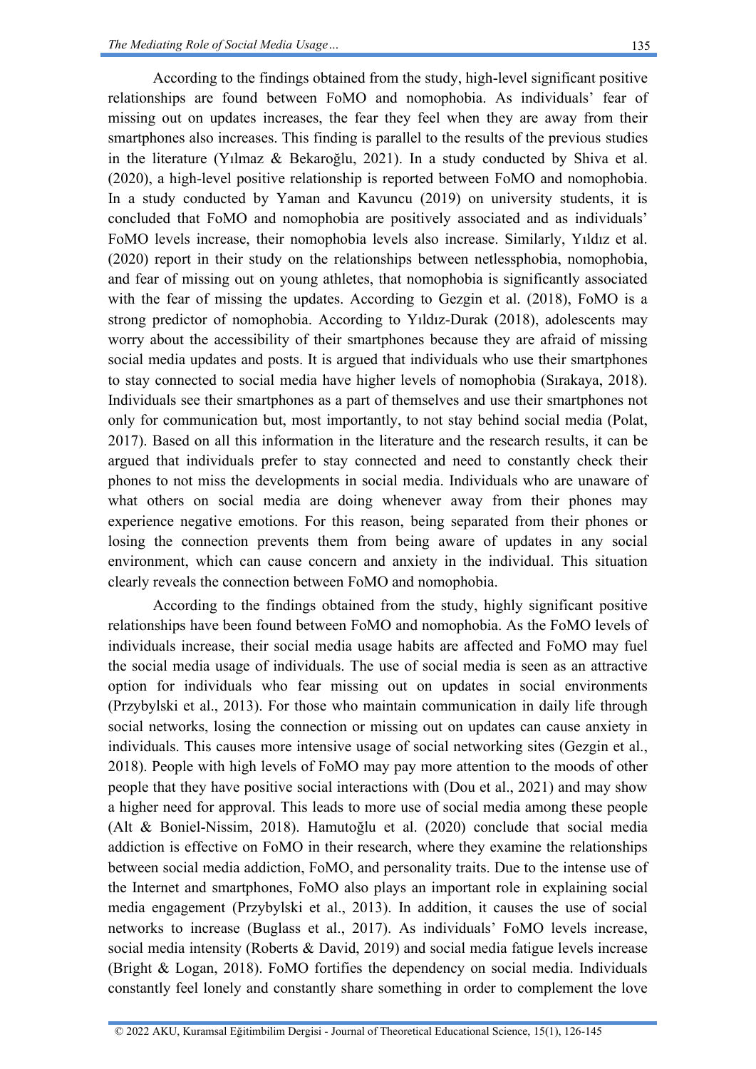According to the findings obtained from the study, high-level significant positive relationships are found between FoMO and nomophobia. As individuals' fear of missing out on updates increases, the fear they feel when they are away from their smartphones also increases. This finding is parallel to the results of the previous studies in the literature (Yılmaz & Bekaroğlu, 2021). In a study conducted by Shiva et al. (2020), a high-level positive relationship is reported between FoMO and nomophobia. In a study conducted by Yaman and Kavuncu (2019) on university students, it is concluded that FoMO and nomophobia are positively associated and as individuals' FoMO levels increase, their nomophobia levels also increase. Similarly, Yıldız et al. (2020) report in their study on the relationships between netlessphobia, nomophobia, and fear of missing out on young athletes, that nomophobia is significantly associated with the fear of missing the updates. According to Gezgin et al. (2018), FoMO is a strong predictor of nomophobia. According to Yıldız-Durak (2018), adolescents may worry about the accessibility of their smartphones because they are afraid of missing social media updates and posts. It is argued that individuals who use their smartphones to stay connected to social media have higher levels of nomophobia (Sırakaya, 2018). Individuals see their smartphones as a part of themselves and use their smartphones not only for communication but, most importantly, to not stay behind social media (Polat, 2017). Based on all this information in the literature and the research results, it can be argued that individuals prefer to stay connected and need to constantly check their phones to not miss the developments in social media. Individuals who are unaware of what others on social media are doing whenever away from their phones may experience negative emotions. For this reason, being separated from their phones or losing the connection prevents them from being aware of updates in any social environment, which can cause concern and anxiety in the individual. This situation clearly reveals the connection between FoMO and nomophobia.

According to the findings obtained from the study, highly significant positive relationships have been found between FoMO and nomophobia. As the FoMO levels of individuals increase, their social media usage habits are affected and FoMO may fuel the social media usage of individuals. The use of social media is seen as an attractive option for individuals who fear missing out on updates in social environments (Przybylski et al., 2013). For those who maintain communication in daily life through social networks, losing the connection or missing out on updates can cause anxiety in individuals. This causes more intensive usage of social networking sites (Gezgin et al., 2018). People with high levels of FoMO may pay more attention to the moods of other people that they have positive social interactions with (Dou et al., 2021) and may show a higher need for approval. This leads to more use of social media among these people (Alt & Boniel-Nissim, 2018). Hamutoğlu et al. (2020) conclude that social media addiction is effective on FoMO in their research, where they examine the relationships between social media addiction, FoMO, and personality traits. Due to the intense use of the Internet and smartphones, FoMO also plays an important role in explaining social media engagement (Przybylski et al., 2013). In addition, it causes the use of social networks to increase (Buglass et al., 2017). As individuals' FoMO levels increase, social media intensity (Roberts & David, 2019) and social media fatigue levels increase (Bright & Logan, 2018). FoMO fortifies the dependency on social media. Individuals constantly feel lonely and constantly share something in order to complement the love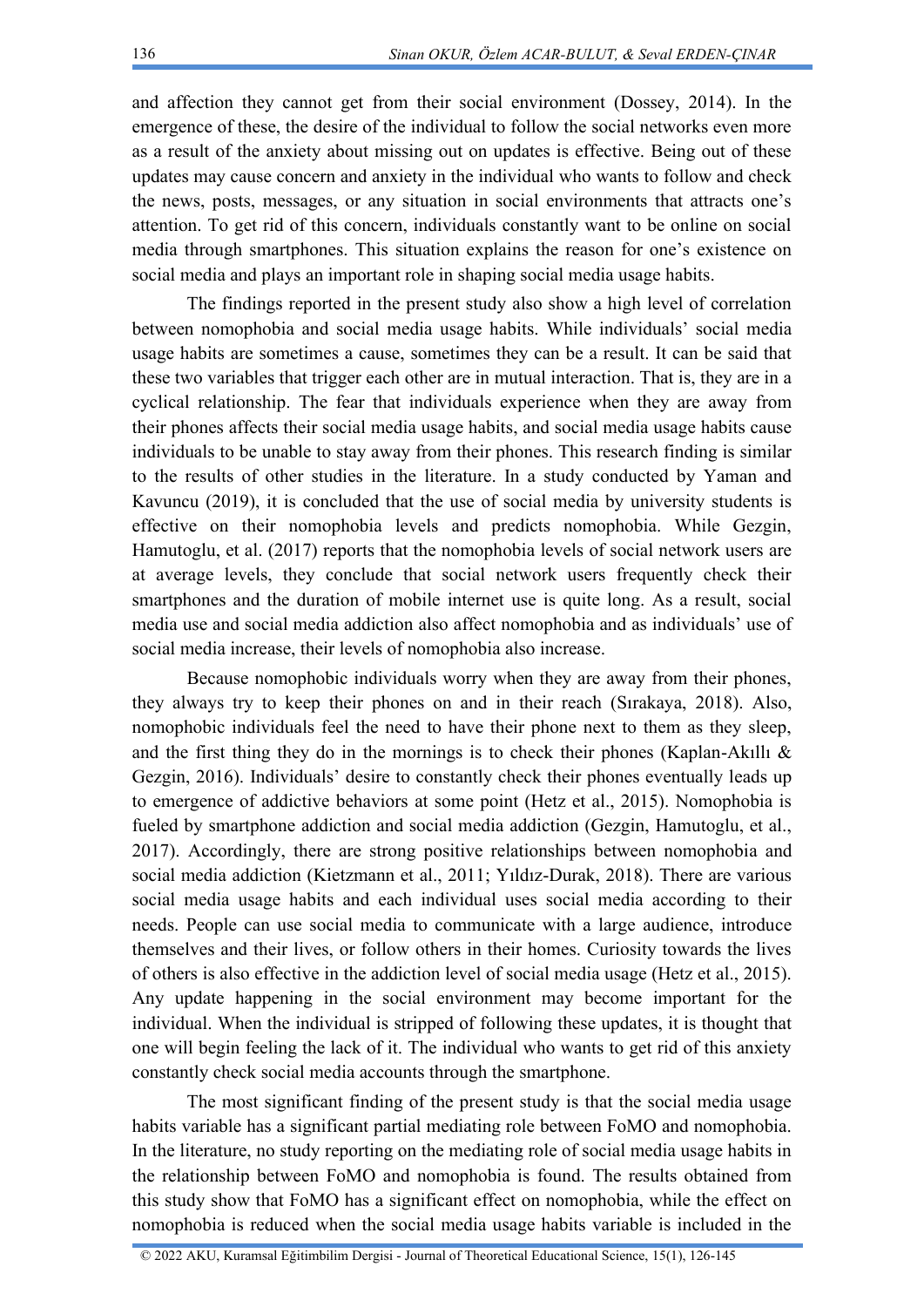and affection they cannot get from their social environment (Dossey, 2014). In the emergence of these, the desire of the individual to follow the social networks even more as a result of the anxiety about missing out on updates is effective. Being out of these updates may cause concern and anxiety in the individual who wants to follow and check the news, posts, messages, or any situation in social environments that attracts one's attention. To get rid of this concern, individuals constantly want to be online on social media through smartphones. This situation explains the reason for one's existence on social media and plays an important role in shaping social media usage habits.

The findings reported in the present study also show a high level of correlation between nomophobia and social media usage habits. While individuals' social media usage habits are sometimes a cause, sometimes they can be a result. It can be said that these two variables that trigger each other are in mutual interaction. That is, they are in a cyclical relationship. The fear that individuals experience when they are away from their phones affects their social media usage habits, and social media usage habits cause individuals to be unable to stay away from their phones. This research finding is similar to the results of other studies in the literature. In a study conducted by Yaman and Kavuncu (2019), it is concluded that the use of social media by university students is effective on their nomophobia levels and predicts nomophobia. While Gezgin, Hamutoglu, et al. (2017) reports that the nomophobia levels of social network users are at average levels, they conclude that social network users frequently check their smartphones and the duration of mobile internet use is quite long. As a result, social media use and social media addiction also affect nomophobia and as individuals' use of social media increase, their levels of nomophobia also increase.

Because nomophobic individuals worry when they are away from their phones, they always try to keep their phones on and in their reach (Sırakaya, 2018). Also, nomophobic individuals feel the need to have their phone next to them as they sleep, and the first thing they do in the mornings is to check their phones (Kaplan-Akıllı & Gezgin, 2016). Individuals' desire to constantly check their phones eventually leads up to emergence of addictive behaviors at some point (Hetz et al., 2015). Nomophobia is fueled by smartphone addiction and social media addiction (Gezgin, Hamutoglu, et al., 2017). Accordingly, there are strong positive relationships between nomophobia and social media addiction (Kietzmann et al., 2011; Yıldız-Durak, 2018). There are various social media usage habits and each individual uses social media according to their needs. People can use social media to communicate with a large audience, introduce themselves and their lives, or follow others in their homes. Curiosity towards the lives of others is also effective in the addiction level of social media usage (Hetz et al., 2015). Any update happening in the social environment may become important for the individual. When the individual is stripped of following these updates, it is thought that one will begin feeling the lack of it. The individual who wants to get rid of this anxiety constantly check social media accounts through the smartphone.

The most significant finding of the present study is that the social media usage habits variable has a significant partial mediating role between FoMO and nomophobia. In the literature, no study reporting on the mediating role of social media usage habits in the relationship between FoMO and nomophobia is found. The results obtained from this study show that FoMO has a significant effect on nomophobia, while the effect on nomophobia is reduced when the social media usage habits variable is included in the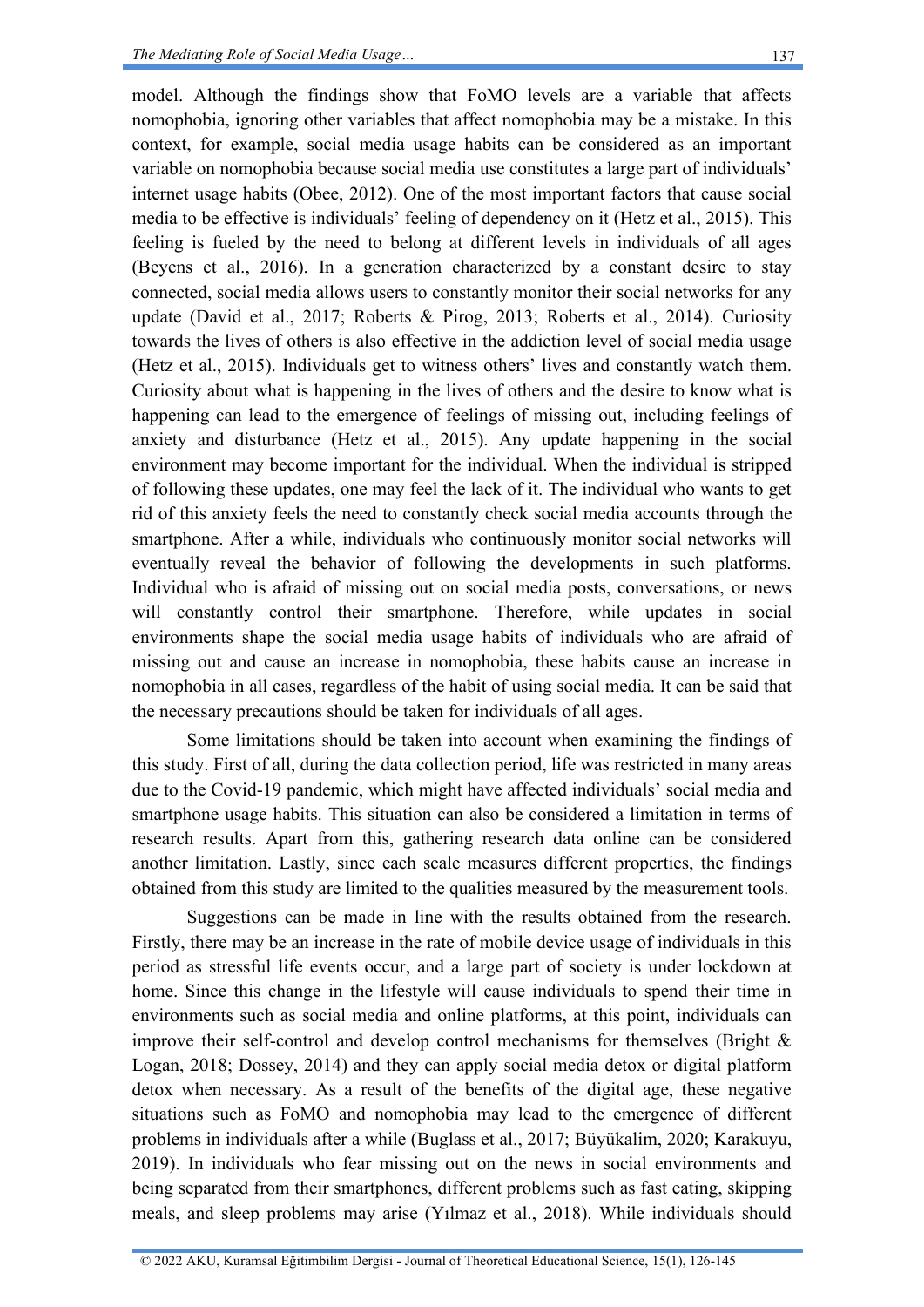model. Although the findings show that FoMO levels are a variable that affects nomophobia, ignoring other variables that affect nomophobia may be a mistake. In this context, for example, social media usage habits can be considered as an important variable on nomophobia because social media use constitutes a large part of individuals' internet usage habits (Obee, 2012). One of the most important factors that cause social media to be effective is individuals' feeling of dependency on it (Hetz et al., 2015). This feeling is fueled by the need to belong at different levels in individuals of all ages (Beyens et al., 2016). In a generation characterized by a constant desire to stay connected, social media allows users to constantly monitor their social networks for any update (David et al., 2017; Roberts & Pirog, 2013; Roberts et al., 2014). Curiosity towards the lives of others is also effective in the addiction level of social media usage (Hetz et al., 2015). Individuals get to witness others' lives and constantly watch them. Curiosity about what is happening in the lives of others and the desire to know what is happening can lead to the emergence of feelings of missing out, including feelings of anxiety and disturbance (Hetz et al., 2015). Any update happening in the social environment may become important for the individual. When the individual is stripped of following these updates, one may feel the lack of it. The individual who wants to get rid of this anxiety feels the need to constantly check social media accounts through the smartphone. After a while, individuals who continuously monitor social networks will eventually reveal the behavior of following the developments in such platforms. Individual who is afraid of missing out on social media posts, conversations, or news will constantly control their smartphone. Therefore, while updates in social environments shape the social media usage habits of individuals who are afraid of missing out and cause an increase in nomophobia, these habits cause an increase in nomophobia in all cases, regardless of the habit of using social media. It can be said that the necessary precautions should be taken for individuals of all ages.

Some limitations should be taken into account when examining the findings of this study. First of all, during the data collection period, life was restricted in many areas due to the Covid-19 pandemic, which might have affected individuals' social media and smartphone usage habits. This situation can also be considered a limitation in terms of research results. Apart from this, gathering research data online can be considered another limitation. Lastly, since each scale measures different properties, the findings obtained from this study are limited to the qualities measured by the measurement tools.

Suggestions can be made in line with the results obtained from the research. Firstly, there may be an increase in the rate of mobile device usage of individuals in this period as stressful life events occur, and a large part of society is under lockdown at home. Since this change in the lifestyle will cause individuals to spend their time in environments such as social media and online platforms, at this point, individuals can improve their self-control and develop control mechanisms for themselves (Bright & Logan, 2018; Dossey, 2014) and they can apply social media detox or digital platform detox when necessary. As a result of the benefits of the digital age, these negative situations such as FoMO and nomophobia may lead to the emergence of different problems in individuals after a while (Buglass et al., 2017; Büyükalim, 2020; Karakuyu, 2019). In individuals who fear missing out on the news in social environments and being separated from their smartphones, different problems such as fast eating, skipping meals, and sleep problems may arise (Yılmaz et al., 2018). While individuals should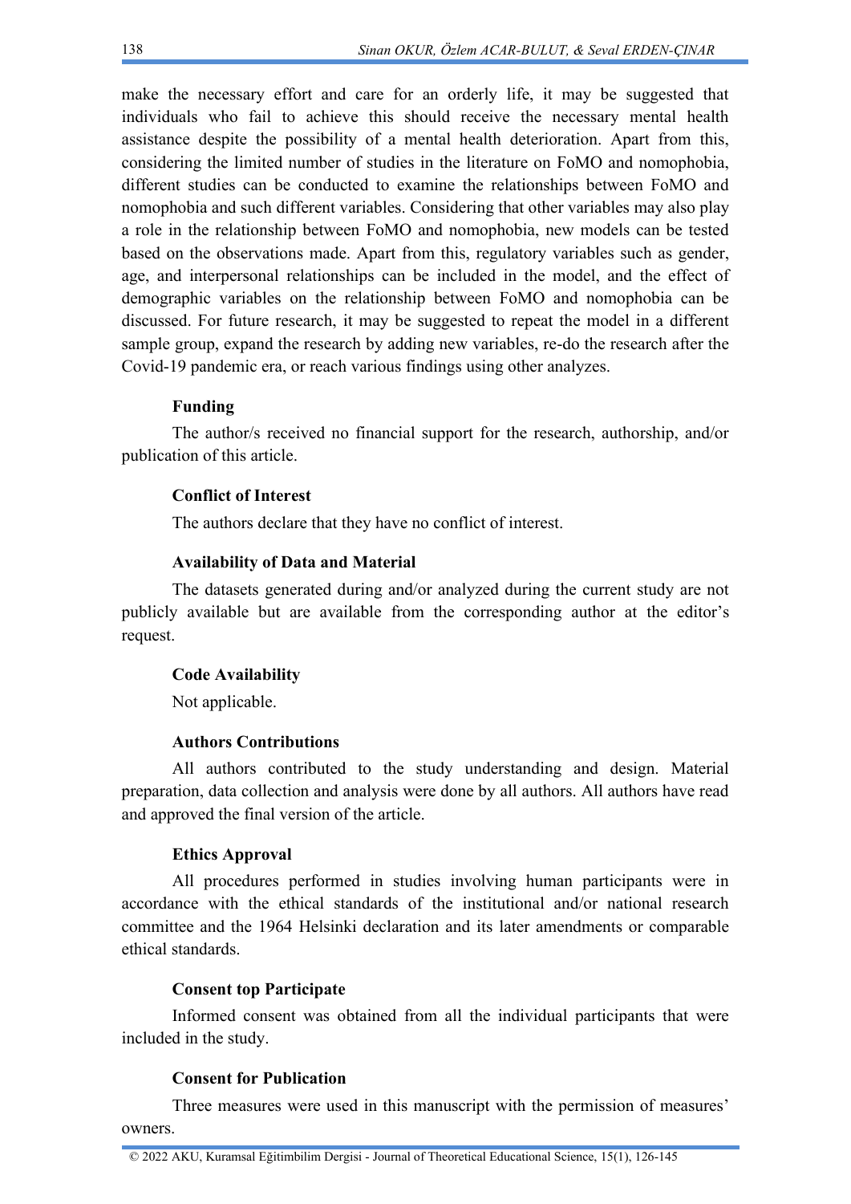make the necessary effort and care for an orderly life, it may be suggested that individuals who fail to achieve this should receive the necessary mental health assistance despite the possibility of a mental health deterioration. Apart from this, considering the limited number of studies in the literature on FoMO and nomophobia, different studies can be conducted to examine the relationships between FoMO and nomophobia and such different variables. Considering that other variables may also play a role in the relationship between FoMO and nomophobia, new models can be tested based on the observations made. Apart from this, regulatory variables such as gender, age, and interpersonal relationships can be included in the model, and the effect of demographic variables on the relationship between FoMO and nomophobia can be discussed. For future research, it may be suggested to repeat the model in a different sample group, expand the research by adding new variables, re-do the research after the Covid-19 pandemic era, or reach various findings using other analyzes.

**Funding**

The author/s received no financial support for the research, authorship, and/or publication of this article.

**Conflict of Interest**

The authors declare that they have no conflict of interest.

**Availability of Data and Material**

The datasets generated during and/or analyzed during the current study are not publicly available but are available from the corresponding author at the editor's request.

**Code Availability**

Not applicable.

**Authors Contributions**

All authors contributed to the study understanding and design. Material preparation, data collection and analysis were done by all authors. All authors have read and approved the final version of the article.

**Ethics Approval**

All procedures performed in studies involving human participants were in accordance with the ethical standards of the institutional and/or national research committee and the 1964 Helsinki declaration and its later amendments or comparable ethical standards.

**Consent top Participate**

Informed consent was obtained from all the individual participants that were included in the study.

**Consent for Publication**

Three measures were used in this manuscript with the permission of measures' owners.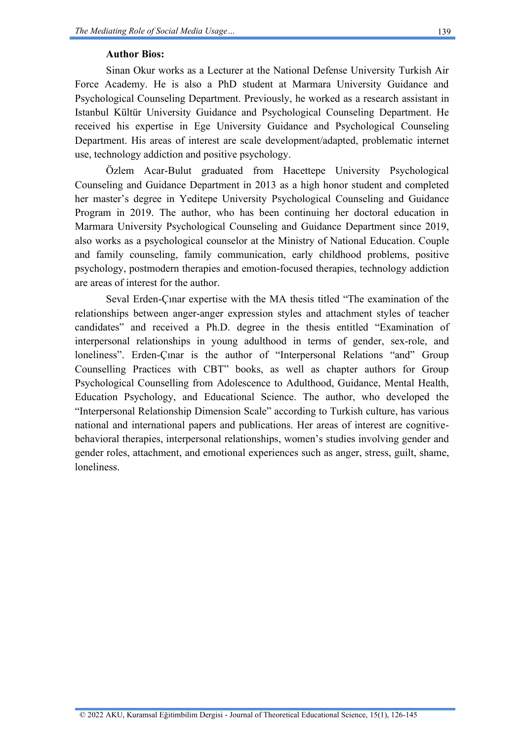**Author Bios:**

Sinan Okur works as a Lecturer at the National Defense University Turkish Air Force Academy. He is also a PhD student at Marmara University Guidance and Psychological Counseling Department. Previously, he worked as a research assistant in Istanbul Kültür University Guidance and Psychological Counseling Department. He received his expertise in Ege University Guidance and Psychological Counseling Department. His areas of interest are scale development/adapted, problematic internet use, technology addiction and positive psychology.

Özlem Acar-Bulut graduated from Hacettepe University Psychological Counseling and Guidance Department in 2013 as a high honor student and completed her master's degree in Yeditepe University Psychological Counseling and Guidance Program in 2019. The author, who has been continuing her doctoral education in Marmara University Psychological Counseling and Guidance Department since 2019, also works as a psychological counselor at the Ministry of National Education. Couple and family counseling, family communication, early childhood problems, positive psychology, postmodern therapies and emotion-focused therapies, technology addiction are areas of interest for the author.

Seval Erden-Çınar expertise with the MA thesis titled "The examination of the relationships between anger-anger expression styles and attachment styles of teacher candidates" and received a Ph.D. degree in the thesis entitled "Examination of interpersonal relationships in young adulthood in terms of gender, sex-role, and loneliness". Erden-Çınar is the author of "Interpersonal Relations "and" Group Counselling Practices with CBT" books, as well as chapter authors for Group Psychological Counselling from Adolescence to Adulthood, Guidance, Mental Health, Education Psychology, and Educational Science. The author, who developed the "Interpersonal Relationship Dimension Scale" according to Turkish culture, has various national and international papers and publications. Her areas of interest are cognitive-behavioral therapies, interpersonal relationships, women's studies involving gender and gender roles, attachment, and emotional experiences such as anger, stress, guilt, shame, loneliness.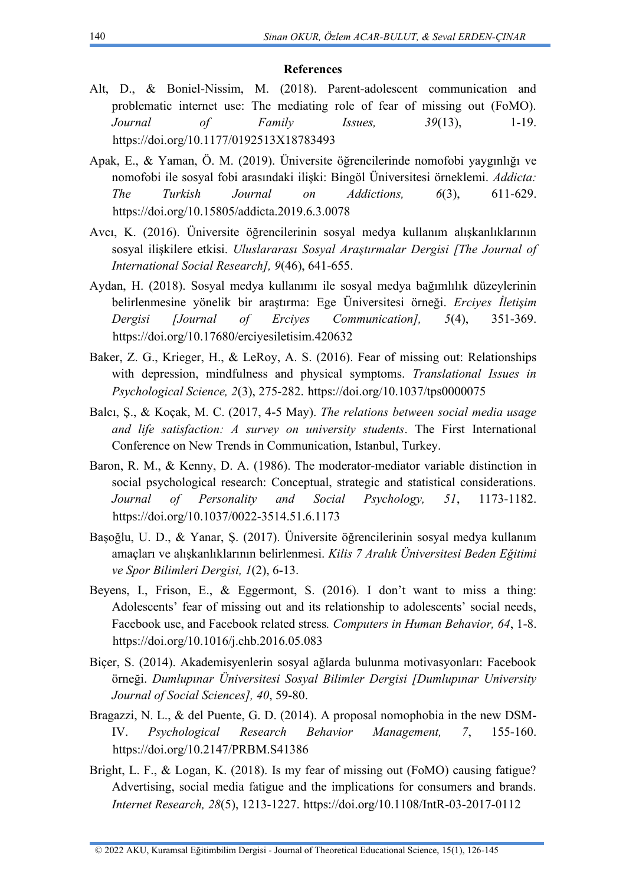## References

Alt, D., & Boniel-Nissim, M. (2018). Parent-adolescent communication and problematic internet use: The mediating role of fear of missing out (FoMO). *Journal of Family Issues, 39*(13), 1-19. https://doi.org/10.1177/0192513X18783493

Apak, E., & Yaman, Ö. M. (2019). Üniversite öğrencilerinde nomofobi yaygınlığı ve nomofobi ile sosyal fobi arasındaki ilişki: Bingöl Üniversitesi örneklemi. *Addicta: The Turkish Journal on Addictions, 6*(3), 611-629. https://doi.org/10.15805/addicta.2019.6.3.0078

Avcı, K. (2016). Üniversite öğrencilerinin sosyal medya kullanım alışkanlıklarının sosyal ilişkilere etkisi. *Uluslararası Sosyal Araştırmalar Dergisi [The Journal of International Social Research], 9*(46), 641-655.

Aydan, H. (2018). Sosyal medya kullanımı ile sosyal medya bağımlılık düzeylerinin belirlenmesine yönelik bir araştırma: Ege Üniversitesi örneği. *Erciyes İletişim Dergisi [Journal of Erciyes Communication], 5*(4), 351-369. https://doi.org/10.17680/erciyesiletisim.420632

Baker, Z. G., Krieger, H., & LeRoy, A. S. (2016). Fear of missing out: Relationships with depression, mindfulness and physical symptoms. *Translational Issues in Psychological Science, 2*(3), 275-282. https://doi.org/10.1037/tps0000075

Balcı, Ş., & Koçak, M. C. (2017, 4-5 May). *The relations between social media usage and life satisfaction: A survey on university students*. The First International Conference on New Trends in Communication, Istanbul, Turkey.

Baron, R. M., & Kenny, D. A. (1986). The moderator-mediator variable distinction in social psychological research: Conceptual, strategic and statistical considerations. *Journal of Personality and Social Psychology, 51*, 1173-1182. https://doi.org/10.1037/0022-3514.51.6.1173

Başoğlu, U. D., & Yanar, Ş. (2017). Üniversite öğrencilerinin sosyal medya kullanım amaçları ve alışkanlıklarının belirlenmesi. *Kilis 7 Aralık Üniversitesi Beden Eğitimi ve Spor Bilimleri Dergisi, 1*(2), 6-13.

Beyens, I., Frison, E., & Eggermont, S. (2016). I don't want to miss a thing: Adolescents' fear of missing out and its relationship to adolescents' social needs, Facebook use, and Facebook related stress*.* *Computers in Human Behavior, 64*, 1-8. https://doi.org/10.1016/j.chb.2016.05.083

Biçer, S. (2014). Akademisyenlerin sosyal ağlarda bulunma motivasyonları: Facebook örneği. *Dumlupınar Üniversitesi Sosyal Bilimler Dergisi [Dumlupınar University Journal of Social Sciences], 40*, 59-80.

Bragazzi, N. L., & del Puente, G. D. (2014). A proposal nomophobia in the new DSM-IV. *Psychological Research Behavior Management, 7*, 155-160. https://doi.org/10.2147/PRBM.S41386

Bright, L. F., & Logan, K. (2018). Is my fear of missing out (FoMO) causing fatigue? Advertising, social media fatigue and the implications for consumers and brands. *Internet Research, 28*(5), 1213-1227. https://doi.org/10.1108/IntR-03-2017-0112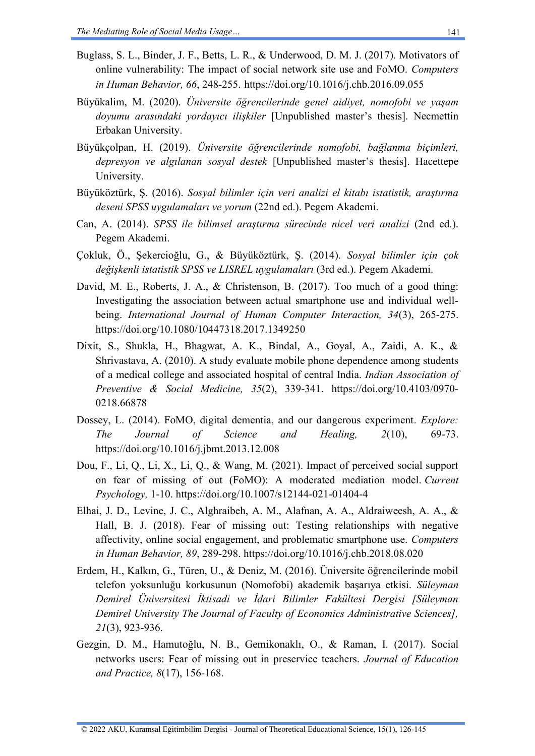Buglass, S. L., Binder, J. F., Betts, L. R., & Underwood, D. M. J. (2017). Motivators of online vulnerability: The impact of social network site use and FoMO. *Computers in Human Behavior, 66*, 248-255. https://doi.org/10.1016/j.chb.2016.09.055

Büyükalim, M. (2020). *Üniversite öğrencilerinde genel aidiyet, nomofobi ve yaşam doyumu arasındaki yordayıcı ilişkiler* [Unpublished master's thesis]. Necmettin Erbakan University.

Büyükçolpan, H. (2019). *Üniversite öğrencilerinde nomofobi, bağlanma biçimleri, depresyon ve algılanan sosyal destek* [Unpublished master's thesis]. Hacettepe University.

Büyüköztürk, Ş. (2016). *Sosyal bilimler için veri analizi el kitabı istatistik, araştırma deseni SPSS uygulamaları ve yorum* (22nd ed.). Pegem Akademi.

Can, A. (2014). *SPSS ile bilimsel araştırma sürecinde nicel veri analizi* (2nd ed.). Pegem Akademi.

Çokluk, Ö., Şekercioğlu, G., & Büyüköztürk, Ş. (2014). *Sosyal bilimler için çok değişkenli istatistik SPSS ve LISREL uygulamaları* (3rd ed.). Pegem Akademi.

David, M. E., Roberts, J. A., & Christenson, B. (2017). Too much of a good thing: Investigating the association between actual smartphone use and individual well-being. *International Journal of Human Computer Interaction, 34*(3), 265-275. https://doi.org/10.1080/10447318.2017.1349250

Dixit, S., Shukla, H., Bhagwat, A. K., Bindal, A., Goyal, A., Zaidi, A. K., & Shrivastava, A. (2010). A study evaluate mobile phone dependence among students of a medical college and associated hospital of central India. *Indian Association of Preventive & Social Medicine, 35*(2), 339-341. https://doi.org/10.4103/0970-0218.66878

Dossey, L. (2014). FoMO, digital dementia, and our dangerous experiment. *Explore: The Journal of Science and Healing, 2*(10), 69-73. https://doi.org/10.1016/j.jbmt.2013.12.008

Dou, F., Li, Q., Li, X., Li, Q., & Wang, M. (2021). Impact of perceived social support on fear of missing of out (FoMO): A moderated mediation model. *Current Psychology,* 1-10. https://doi.org/10.1007/s12144-021-01404-4

Elhai, J. D., Levine, J. C., Alghraibeh, A. M., Alafnan, A. A., Aldraiweesh, A. A., & Hall, B. J. (2018). Fear of missing out: Testing relationships with negative affectivity, online social engagement, and problematic smartphone use. *Computers in Human Behavior, 89*, 289-298. https://doi.org/10.1016/j.chb.2018.08.020

Erdem, H., Kalkın, G., Türen, U., & Deniz, M. (2016). Üniversite öğrencilerinde mobil telefon yoksunluğu korkusunun (Nomofobi) akademik başarıya etkisi. *Süleyman Demirel Üniversitesi İktisadi ve İdari Bilimler Fakültesi Dergisi [Süleyman Demirel University The Journal of Faculty of Economics Administrative Sciences], 21*(3), 923-936.

Gezgin, D. M., Hamutoğlu, N. B., Gemikonaklı, O., & Raman, I. (2017). Social networks users: Fear of missing out in preservice teachers. *Journal of Education and Practice, 8*(17), 156-168.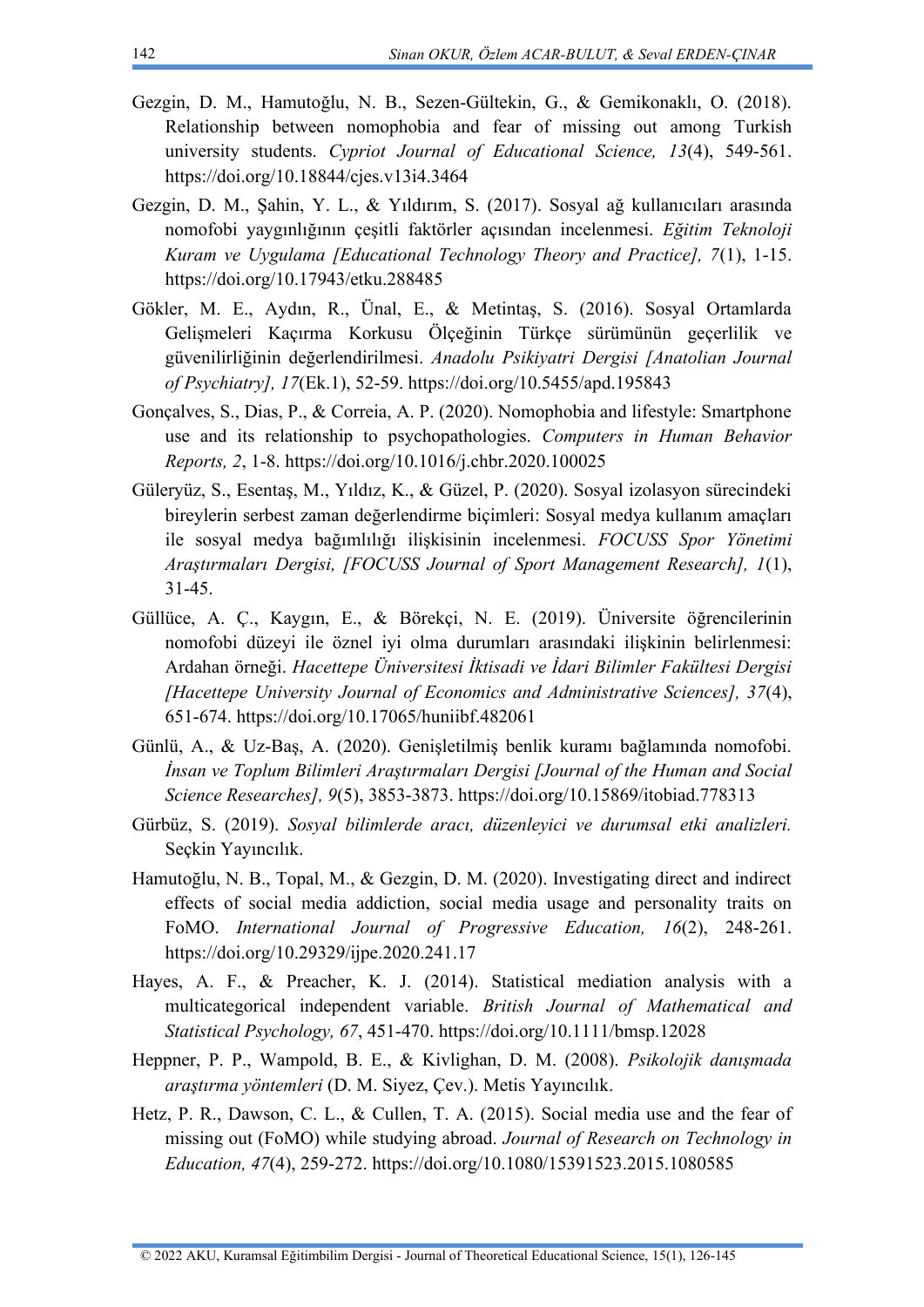Gezgin, D. M., Hamutoğlu, N. B., Sezen-Gültekin, G., & Gemikonaklı, O. (2018). Relationship between nomophobia and fear of missing out among Turkish university students. *Cypriot Journal of Educational Science, 13*(4), 549-561. https://doi.org/10.18844/cjes.v13i4.3464

Gezgin, D. M., Şahin, Y. L., & Yıldırım, S. (2017). Sosyal ağ kullanıcıları arasında nomofobi yaygınlığının çeşitli faktörler açısından incelenmesi. *Eğitim Teknoloji Kuram ve Uygulama [Educational Technology Theory and Practice], 7*(1), 1-15. https://doi.org/10.17943/etku.288485

Gökler, M. E., Aydın, R., Ünal, E., & Metintaş, S. (2016). Sosyal Ortamlarda Gelişmeleri Kaçırma Korkusu Ölçeğinin Türkçe sürümünün geçerlilik ve güvenilirliğinin değerlendirilmesi. *Anadolu Psikiyatri Dergisi [Anatolian Journal of Psychiatry], 17*(Ek.1), 52-59. https://doi.org/10.5455/apd.195843

Gonçalves, S., Dias, P., & Correia, A. P. (2020). Nomophobia and lifestyle: Smartphone use and its relationship to psychopathologies. *Computers in Human Behavior Reports, 2*, 1-8. https://doi.org/10.1016/j.chbr.2020.100025

Güleryüz, S., Esentaş, M., Yıldız, K., & Güzel, P. (2020). Sosyal izolasyon sürecindeki bireylerin serbest zaman değerlendirme biçimleri: Sosyal medya kullanım amaçları ile sosyal medya bağımlılığı ilişkisinin incelenmesi. *FOCUSS Spor Yönetimi Araştırmaları Dergisi, [FOCUSS Journal of Sport Management Research], 1*(1), 31-45.

Güllüce, A. Ç., Kaygın, E., & Börekçi, N. E. (2019). Üniversite öğrencilerinin nomofobi düzeyi ile öznel iyi olma durumları arasındaki ilişkinin belirlenmesi: Ardahan örneği. *Hacettepe Üniversitesi İktisadi ve İdari Bilimler Fakültesi Dergisi [Hacettepe University Journal of Economics and Administrative Sciences], 37*(4), 651-674. https://doi.org/10.17065/huniibf.482061

Günlü, A., & Uz-Baş, A. (2020). Genişletilmiş benlik kuramı bağlamında nomofobi. *İnsan ve Toplum Bilimleri Araştırmaları Dergisi [Journal of the Human and Social Science Researches], 9*(5), 3853-3873. https://doi.org/10.15869/itobiad.778313

Gürbüz, S. (2019). *Sosyal bilimlerde aracı, düzenleyici ve durumsal etki analizleri.* Seçkin Yayıncılık.

Hamutoğlu, N. B., Topal, M., & Gezgin, D. M. (2020). Investigating direct and indirect effects of social media addiction, social media usage and personality traits on FoMO. *International Journal of Progressive Education, 16*(2), 248-261. https://doi.org/10.29329/ijpe.2020.241.17

Hayes, A. F., & Preacher, K. J. (2014). Statistical mediation analysis with a multicategorical independent variable. *British Journal of Mathematical and Statistical Psychology, 67*, 451-470. https://doi.org/10.1111/bmsp.12028

Heppner, P. P., Wampold, B. E., & Kivlighan, D. M. (2008). *Psikolojik danışmada araştırma yöntemleri* (D. M. Siyez, Çev.). Metis Yayıncılık.

Hetz, P. R., Dawson, C. L., & Cullen, T. A. (2015). Social media use and the fear of missing out (FoMO) while studying abroad. *Journal of Research on Technology in Education, 47*(4), 259-272. https://doi.org/10.1080/15391523.2015.1080585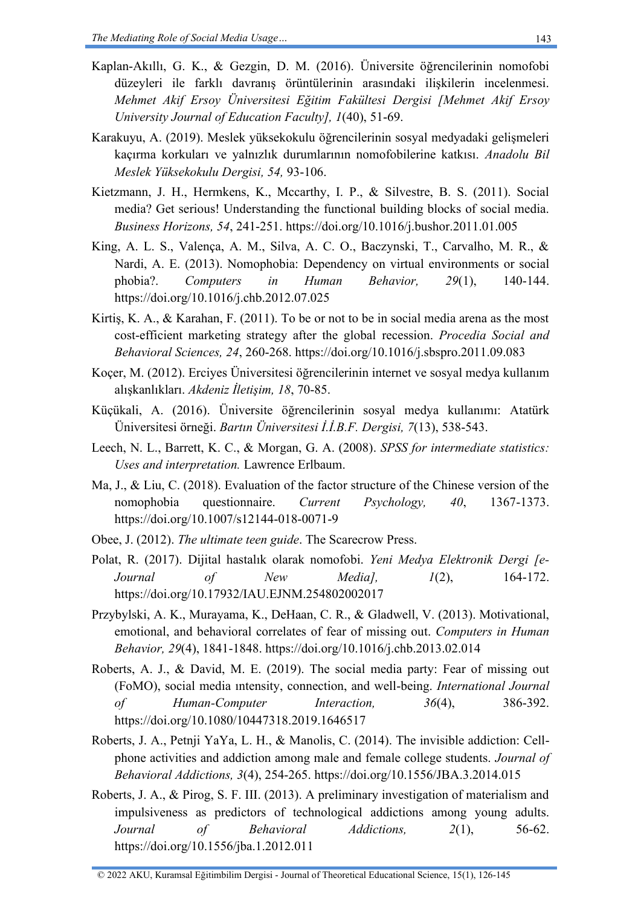Kaplan-Akıllı, G. K., & Gezgin, D. M. (2016). Üniversite öğrencilerinin nomofobi düzeyleri ile farklı davranış örüntülerinin arasındaki ilişkilerin incelenmesi. *Mehmet Akif Ersoy Üniversitesi Eğitim Fakültesi Dergisi [Mehmet Akif Ersoy University Journal of Education Faculty], 1*(40), 51-69.

Karakuyu, A. (2019). Meslek yüksekokulu öğrencilerinin sosyal medyadaki gelişmeleri kaçırma korkuları ve yalnızlık durumlarının nomofobilerine katkısı. *Anadolu Bil Meslek Yüksekokulu Dergisi, 54,* 93-106.

Kietzmann, J. H., Hermkens, K., Mccarthy, I. P., & Silvestre, B. S. (2011). Social media? Get serious! Understanding the functional building blocks of social media. *Business Horizons, 54*, 241-251. https://doi.org/10.1016/j.bushor.2011.01.005

King, A. L. S., Valença, A. M., Silva, A. C. O., Baczynski, T., Carvalho, M. R., & Nardi, A. E. (2013). Nomophobia: Dependency on virtual environments or social phobia?. *Computers in Human Behavior, 29*(1), 140-144. https://doi.org/10.1016/j.chb.2012.07.025

Kirtiş, K. A., & Karahan, F. (2011). To be or not to be in social media arena as the most cost-efficient marketing strategy after the global recession. *Procedia Social and Behavioral Sciences, 24*, 260-268. https://doi.org/10.1016/j.sbspro.2011.09.083

Koçer, M. (2012). Erciyes Üniversitesi öğrencilerinin internet ve sosyal medya kullanım alışkanlıkları. *Akdeniz İletişim, 18*, 70-85.

Küçükali, A. (2016). Üniversite öğrencilerinin sosyal medya kullanımı: Atatürk Üniversitesi örneği. *Bartın Üniversitesi İ.İ.B.F. Dergisi, 7*(13), 538-543.

Leech, N. L., Barrett, K. C., & Morgan, G. A. (2008). *SPSS for intermediate statistics: Uses and interpretation.* Lawrence Erlbaum.

Ma, J., & Liu, C. (2018). Evaluation of the factor structure of the Chinese version of the nomophobia questionnaire. *Current Psychology, 40*, 1367-1373. https://doi.org/10.1007/s12144-018-0071-9

Obee, J. (2012). *The ultimate teen guide*. The Scarecrow Press.

Polat, R. (2017). Dijital hastalık olarak nomofobi. *Yeni Medya Elektronik Dergi [e-Journal of New Media], 1*(2), 164-172. https://doi.org/10.17932/IAU.EJNM.254802002017

Przybylski, A. K., Murayama, K., DeHaan, C. R., & Gladwell, V. (2013). Motivational, emotional, and behavioral correlates of fear of missing out. *Computers in Human Behavior, 29*(4), 1841-1848. https://doi.org/10.1016/j.chb.2013.02.014

Roberts, A. J., & David, M. E. (2019). The social media party: Fear of missing out (FoMO), social media ıntensity, connection, and well-being. *International Journal of Human-Computer Interaction, 36*(4), 386-392. https://doi.org/10.1080/10447318.2019.1646517

Roberts, J. A., Petnji YaYa, L. H., & Manolis, C. (2014). The invisible addiction: Cell-phone activities and addiction among male and female college students. *Journal of Behavioral Addictions, 3*(4), 254-265. https://doi.org/10.1556/JBA.3.2014.015

Roberts, J. A., & Pirog, S. F. III. (2013). A preliminary investigation of materialism and impulsiveness as predictors of technological addictions among young adults. *Journal of Behavioral Addictions, 2*(1), 56-62. https://doi.org/10.1556/jba.1.2012.011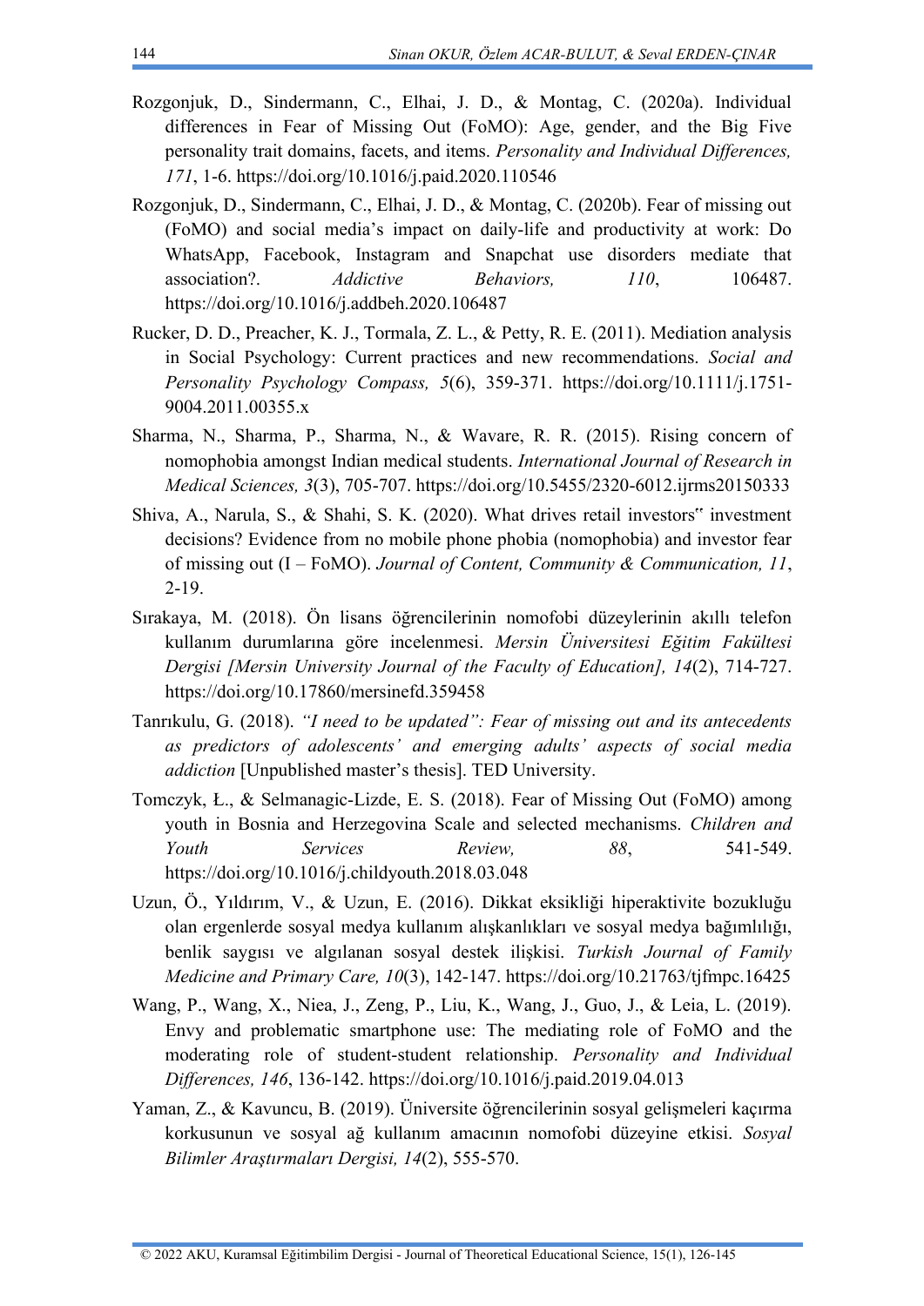Rozgonjuk, D., Sindermann, C., Elhai, J. D., & Montag, C. (2020a). Individual differences in Fear of Missing Out (FoMO): Age, gender, and the Big Five personality trait domains, facets, and items. *Personality and Individual Differences, 171*, 1-6. https://doi.org/10.1016/j.paid.2020.110546

Rozgonjuk, D., Sindermann, C., Elhai, J. D., & Montag, C. (2020b). Fear of missing out (FoMO) and social media's impact on daily-life and productivity at work: Do WhatsApp, Facebook, Instagram and Snapchat use disorders mediate that association?. *Addictive Behaviors, 110*, 106487. https://doi.org/10.1016/j.addbeh.2020.106487

Rucker, D. D., Preacher, K. J., Tormala, Z. L., & Petty, R. E. (2011). Mediation analysis in Social Psychology: Current practices and new recommendations. *Social and Personality Psychology Compass, 5*(6), 359-371. https://doi.org/10.1111/j.1751-9004.2011.00355.x

Sharma, N., Sharma, P., Sharma, N., & Wavare, R. R. (2015). Rising concern of nomophobia amongst Indian medical students. *International Journal of Research in Medical Sciences, 3*(3), 705-707. https://doi.org/10.5455/2320-6012.ijrms20150333

Shiva, A., Narula, S., & Shahi, S. K. (2020). What drives retail investors‟ investment decisions? Evidence from no mobile phone phobia (nomophobia) and investor fear of missing out (I – FoMO). *Journal of Content, Community & Communication, 11*, 2-19.

Sırakaya, M. (2018). Ön lisans öğrencilerinin nomofobi düzeylerinin akıllı telefon kullanım durumlarına göre incelenmesi. *Mersin Üniversitesi Eğitim Fakültesi Dergisi [Mersin University Journal of the Faculty of Education], 14*(2), 714-727. https://doi.org/10.17860/mersinefd.359458

Tanrıkulu, G. (2018). *"I need to be updated": Fear of missing out and its antecedents as predictors of adolescents' and emerging adults' aspects of social media addiction* [Unpublished master's thesis]. TED University.

Tomczyk, Ł., & Selmanagic-Lizde, E. S. (2018). Fear of Missing Out (FoMO) among youth in Bosnia and Herzegovina Scale and selected mechanisms. *Children and Youth Services Review, 88*, 541-549. https://doi.org/10.1016/j.childyouth.2018.03.048

Uzun, Ö., Yıldırım, V., & Uzun, E. (2016). Dikkat eksikliği hiperaktivite bozukluğu olan ergenlerde sosyal medya kullanım alışkanlıkları ve sosyal medya bağımlılığı, benlik saygısı ve algılanan sosyal destek ilişkisi. *Turkish Journal of Family Medicine and Primary Care, 10*(3), 142-147. https://doi.org/10.21763/tjfmpc.16425

Wang, P., Wang, X., Niea, J., Zeng, P., Liu, K., Wang, J., Guo, J., & Leia, L. (2019). Envy and problematic smartphone use: The mediating role of FoMO and the moderating role of student-student relationship. *Personality and Individual Differences, 146*, 136-142. https://doi.org/10.1016/j.paid.2019.04.013

Yaman, Z., & Kavuncu, B. (2019). Üniversite öğrencilerinin sosyal gelişmeleri kaçırma korkusunun ve sosyal ağ kullanım amacının nomofobi düzeyine etkisi. *Sosyal Bilimler Araştırmaları Dergisi, 14*(2), 555-570.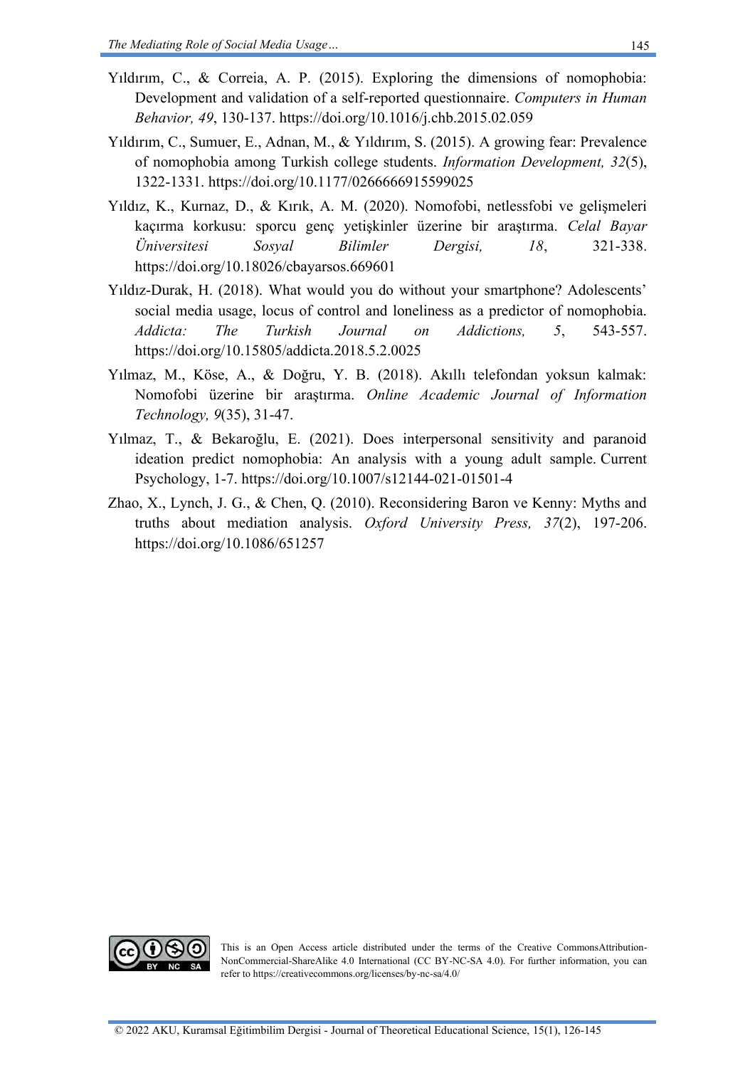Yıldırım, C., & Correia, A. P. (2015). Exploring the dimensions of nomophobia: Development and validation of a self-reported questionnaire. *Computers in Human Behavior, 49*, 130-137. https://doi.org/10.1016/j.chb.2015.02.059

Yıldırım, C., Sumuer, E., Adnan, M., & Yıldırım, S. (2015). A growing fear: Prevalence of nomophobia among Turkish college students. *Information Development, 32*(5), 1322-1331. https://doi.org/10.1177/0266666915599025

Yıldız, K., Kurnaz, D., & Kırık, A. M. (2020). Nomofobi, netlessfobi ve gelişmeleri kaçırma korkusu: sporcu genç yetişkinler üzerine bir araştırma. *Celal Bayar Üniversitesi Sosyal Bilimler Dergisi, 18*, 321-338. https://doi.org/10.18026/cbayarsos.669601

Yıldız-Durak, H. (2018). What would you do without your smartphone? Adolescents' social media usage, locus of control and loneliness as a predictor of nomophobia. *Addicta: The Turkish Journal on Addictions, 5*, 543-557. https://doi.org/10.15805/addicta.2018.5.2.0025

Yılmaz, M., Köse, A., & Doğru, Y. B. (2018). Akıllı telefondan yoksun kalmak: Nomofobi üzerine bir araştırma. *Online Academic Journal of Information Technology, 9*(35), 31-47.

Yılmaz, T., & Bekaroğlu, E. (2021). Does interpersonal sensitivity and paranoid ideation predict nomophobia: An analysis with a young adult sample. Current Psychology, 1-7. https://doi.org/10.1007/s12144-021-01501-4

Zhao, X., Lynch, J. G., & Chen, Q. (2010). Reconsidering Baron ve Kenny: Myths and truths about mediation analysis. *Oxford University Press, 37*(2), 197-206. https://doi.org/10.1086/651257

This is an Open Access article distributed under the terms of the Creative CommonsAttribution-NonCommercial-ShareAlike 4.0 International (CC BY-NC-SA 4.0). For further information, you can refer to https://creativecommons.org/licenses/by-nc-sa/4.0/